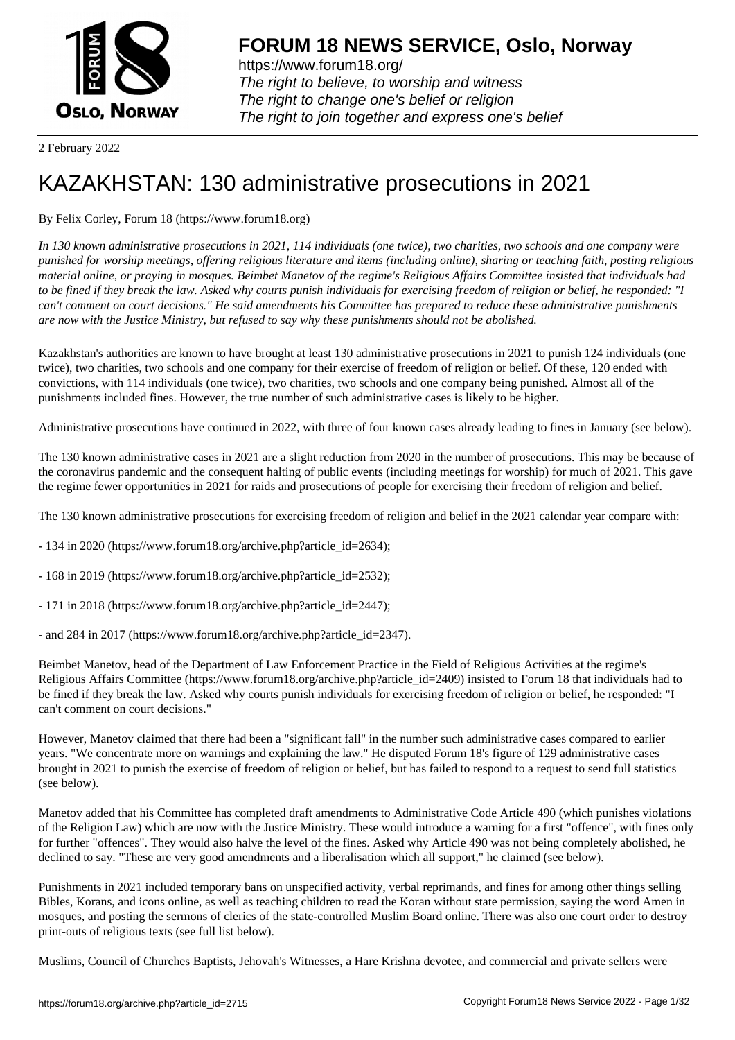2 February 2022

# KAZAKHSTAN: 130 administrative prosecutions in 2021

By Felix Corley, Forum 18 (https://www.forum18.org)

*In 130 known administrative prosecutions in 2021, 114 individuals (one twice), two charities, two schools and one company were punished for worship meetings, offering religious literature and items (including online), sharing or teaching faith, posting religious material online, or praying in mosques. Beimbet Manetov of the regime's Religious Affairs Committee insisted that individuals had to be fined if they break the law. Asked why courts punish individuals for exercising freedom of religion or belief, he responded: "I can't comment on court decisions." He said amendments his Committee has prepared to reduce these administrative punishments are now with the Justice Ministry, but refused to say why these punishments should not be abolished.*

Kazakhstan's authorities are known to have brought at least 130 administrative prosecutions in 2021 to punish 124 individuals (one twice), two charities, two schools and one company for their exercise of freedom of religion or belief. Of these, 120 ended with convictions, with 114 individuals (one twice), two charities, two schools and one company being punished. Almost all of the punishments included fines. However, the true number of such administrative cases is likely to be higher.

Administrative prosecutions have continued in 2022, with three of four known cases already leading to fines in January (see below).

The 130 known administrative cases in 2021 are a slight reduction from 2020 in the number of prosecutions. This may be because of the coronavirus pandemic and the consequent halting of public events (including meetings for worship) for much of 2021. This gave the regime fewer opportunities in 2021 for raids and prosecutions of people for exercising their freedom of religion and belief.

The 130 known administrative prosecutions for exercising freedom of religion and belief in the 2021 calendar year compare with:

- 134 in 2020 (https://www.forum18.org/archive.php?article_id=2634);

- 168 in 2019 (https://www.forum18.org/archive.php?article_id=2532);

- 171 in 2018 (https://www.forum18.org/archive.php?article_id=2447);

- and 284 in 2017 (https://www.forum18.org/archive.php?article_id=2347).

Beimbet Manetov, head of the Department of Law Enforcement Practice in the Field of Religious Activities at the regime's Religious Affairs Committee (https://www.forum18.org/archive.php?article_id=2409) insisted to Forum 18 that individuals had to be fined if they break the law. Asked why courts punish individuals for exercising freedom of religion or belief, he responded: "I can't comment on court decisions."

However, Manetov claimed that there had been a "significant fall" in the number such administrative cases compared to earlier years. "We concentrate more on warnings and explaining the law." He disputed Forum 18's figure of 129 administrative cases brought in 2021 to punish the exercise of freedom of religion or belief, but has failed to respond to a request to send full statistics (see below).

Manetov added that his Committee has completed draft amendments to Administrative Code Article 490 (which punishes violations of the Religion Law) which are now with the Justice Ministry. These would introduce a warning for a first "offence", with fines only for further "offences". They would also halve the level of the fines. Asked why Article 490 was not being completely abolished, he declined to say. "These are very good amendments and a liberalisation which all support," he claimed (see below).

Punishments in 2021 included temporary bans on unspecified activity, verbal reprimands, and fines for among other things selling Bibles, Korans, and icons online, as well as teaching children to read the Koran without state permission, saying the word Amen in mosques, and posting the sermons of clerics of the state-controlled Muslim Board online. There was also one court order to destroy print-outs of religious texts (see full list below).

Muslims, Council of Churches Baptists, Jehovah's Witnesses, a Hare Krishna devotee, and commercial and private sellers were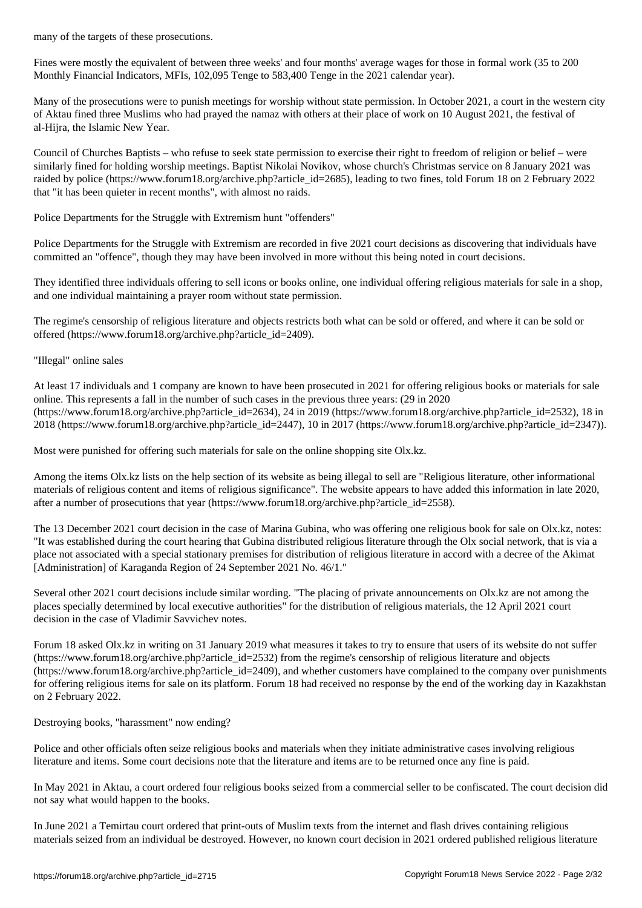many of the targets of these prosecutions.

Fines were mostly the equivalent of between three weeks' and four months' average wages for those in formal work (35 to 200 Monthly Financial Indicators, MFIs, 102,095 Tenge to 583,400 Tenge in the 2021 calendar year).

Many of the prosecutions were to punish meetings for worship without state permission. In October 2021, a court in the western city of Aktau fined three Muslims who had prayed the namaz with others at their place of work on 10 August 2021, the festival of al-Hijra, the Islamic New Year.

Council of Churches Baptists – who refuse to seek state permission to exercise their right to freedom of religion or belief – were similarly fined for holding worship meetings. Baptist Nikolai Novikov, whose church's Christmas service on 8 January 2021 was raided by police (https://www.forum18.org/archive.php?article_id=2685), leading to two fines, told Forum 18 on 2 February 2022 that "it has been quieter in recent months", with almost no raids.

## Police Departments for the Struggle with Extremism hunt "offenders"

Police Departments for the Struggle with Extremism are recorded in five 2021 court decisions as discovering that individuals have committed an "offence", though they may have been involved in more without this being noted in court decisions.

They identified three individuals offering to sell icons or books online, one individual offering religious materials for sale in a shop, and one individual maintaining a prayer room without state permission.

The regime's censorship of religious literature and objects restricts both what can be sold or offered, and where it can be sold or offered (https://www.forum18.org/archive.php?article_id=2409).

## "Illegal" online sales

At least 17 individuals and 1 company are known to have been prosecuted in 2021 for offering religious books or materials for sale online. This represents a fall in the number of such cases in the previous three years: (29 in 2020 (https://www.forum18.org/archive.php?article_id=2634), 24 in 2019 (https://www.forum18.org/archive.php?article_id=2532), 18 in 2018 (https://www.forum18.org/archive.php?article_id=2447), 10 in 2017 (https://www.forum18.org/archive.php?article_id=2347)).

Most were punished for offering such materials for sale on the online shopping site Olx.kz.

Among the items Olx.kz lists on the help section of its website as being illegal to sell are "Religious literature, other informational materials of religious content and items of religious significance". The website appears to have added this information in late 2020, after a number of prosecutions that year (https://www.forum18.org/archive.php?article_id=2558).

The 13 December 2021 court decision in the case of Marina Gubina, who was offering one religious book for sale on Olx.kz, notes: "It was established during the court hearing that Gubina distributed religious literature through the Olx social network, that is via a place not associated with a special stationary premises for distribution of religious literature in accord with a decree of the Akimat [Administration] of Karaganda Region of 24 September 2021 No. 46/1."

Several other 2021 court decisions include similar wording. "The placing of private announcements on Olx.kz are not among the places specially determined by local executive authorities" for the distribution of religious materials, the 12 April 2021 court decision in the case of Vladimir Savvichev notes.

Forum 18 asked Olx.kz in writing on 31 January 2019 what measures it takes to try to ensure that users of its website do not suffer (https://www.forum18.org/archive.php?article_id=2532) from the regime's censorship of religious literature and objects (https://www.forum18.org/archive.php?article_id=2409), and whether customers have complained to the company over punishments for offering religious items for sale on its platform. Forum 18 had received no response by the end of the working day in Kazakhstan on 2 February 2022.

## Destroying books, "harassment" now ending?

Police and other officials often seize religious books and materials when they initiate administrative cases involving religious literature and items. Some court decisions note that the literature and items are to be returned once any fine is paid.

In May 2021 in Aktau, a court ordered four religious books seized from a commercial seller to be confiscated. The court decision did not say what would happen to the books.

In June 2021 a Temirtau court ordered that print-outs of Muslim texts from the internet and flash drives containing religious materials seized from an individual be destroyed. However, no known court decision in 2021 ordered published religious literature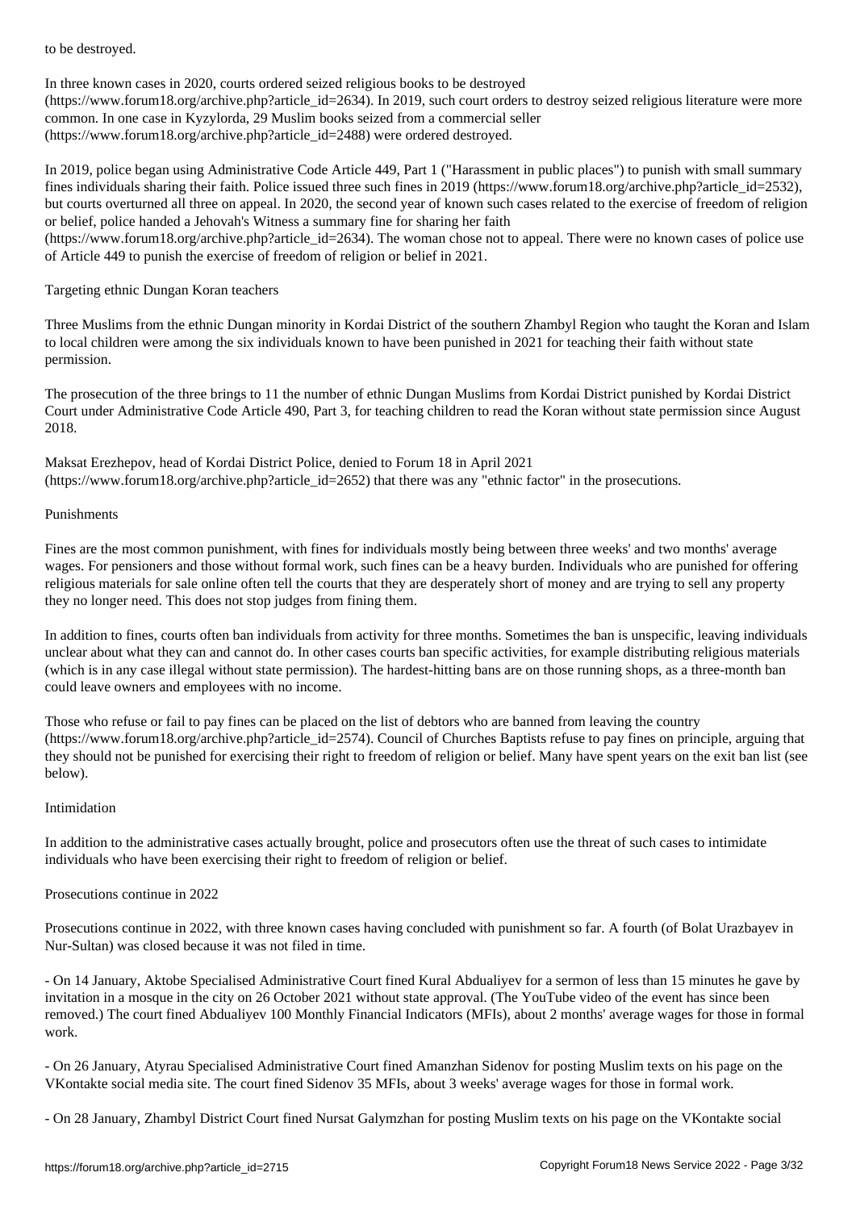to be destroyed.

In three known cases in 2020, courts ordered seized religious books to be destroyed (https://www.forum18.org/archive.php?article_id=2634). In 2019, such court orders to destroy seized religious literature were more common. In one case in Kyzylorda, 29 Muslim books seized from a commercial seller (https://www.forum18.org/archive.php?article_id=2488) were ordered destroyed.

In 2019, police began using Administrative Code Article 449, Part 1 ("Harassment in public places") to punish with small summary fines individuals sharing their faith. Police issued three such fines in 2019 (https://www.forum18.org/archive.php?article_id=2532), but courts overturned all three on appeal. In 2020, the second year of known such cases related to the exercise of freedom of religion or belief, police handed a Jehovah's Witness a summary fine for sharing her faith (https://www.forum18.org/archive.php?article_id=2634). The woman chose not to appeal. There were no known cases of police use of Article 449 to punish the exercise of freedom of religion or belief in 2021.

Targeting ethnic Dungan Koran teachers

Three Muslims from the ethnic Dungan minority in Kordai District of the southern Zhambyl Region who taught the Koran and Islam to local children were among the six individuals known to have been punished in 2021 for teaching their faith without state permission.

The prosecution of the three brings to 11 the number of ethnic Dungan Muslims from Kordai District punished by Kordai District Court under Administrative Code Article 490, Part 3, for teaching children to read the Koran without state permission since August 2018.

Maksat Erezhepov, head of Kordai District Police, denied to Forum 18 in April 2021 (https://www.forum18.org/archive.php?article_id=2652) that there was any "ethnic factor" in the prosecutions.

Punishments

Fines are the most common punishment, with fines for individuals mostly being between three weeks' and two months' average wages. For pensioners and those without formal work, such fines can be a heavy burden. Individuals who are punished for offering religious materials for sale online often tell the courts that they are desperately short of money and are trying to sell any property they no longer need. This does not stop judges from fining them.

In addition to fines, courts often ban individuals from activity for three months. Sometimes the ban is unspecific, leaving individuals unclear about what they can and cannot do. In other cases courts ban specific activities, for example distributing religious materials (which is in any case illegal without state permission). The hardest-hitting bans are on those running shops, as a three-month ban could leave owners and employees with no income.

Those who refuse or fail to pay fines can be placed on the list of debtors who are banned from leaving the country (https://www.forum18.org/archive.php?article_id=2574). Council of Churches Baptists refuse to pay fines on principle, arguing that they should not be punished for exercising their right to freedom of religion or belief. Many have spent years on the exit ban list (see below).

Intimidation

In addition to the administrative cases actually brought, police and prosecutors often use the threat of such cases to intimidate individuals who have been exercising their right to freedom of religion or belief.

Prosecutions continue in 2022

Prosecutions continue in 2022, with three known cases having concluded with punishment so far. A fourth (of Bolat Urazbayev in Nur-Sultan) was closed because it was not filed in time.

- On 14 January, Aktobe Specialised Administrative Court fined Kural Abdualiyev for a sermon of less than 15 minutes he gave by invitation in a mosque in the city on 26 October 2021 without state approval. (The YouTube video of the event has since been removed.) The court fined Abdualiyev 100 Monthly Financial Indicators (MFIs), about 2 months' average wages for those in formal work.

- On 26 January, Atyrau Specialised Administrative Court fined Amanzhan Sidenov for posting Muslim texts on his page on the VKontakte social media site. The court fined Sidenov 35 MFIs, about 3 weeks' average wages for those in formal work.

- On 28 January, Zhambyl District Court fined Nursat Galymzhan for posting Muslim texts on his page on the VKontakte social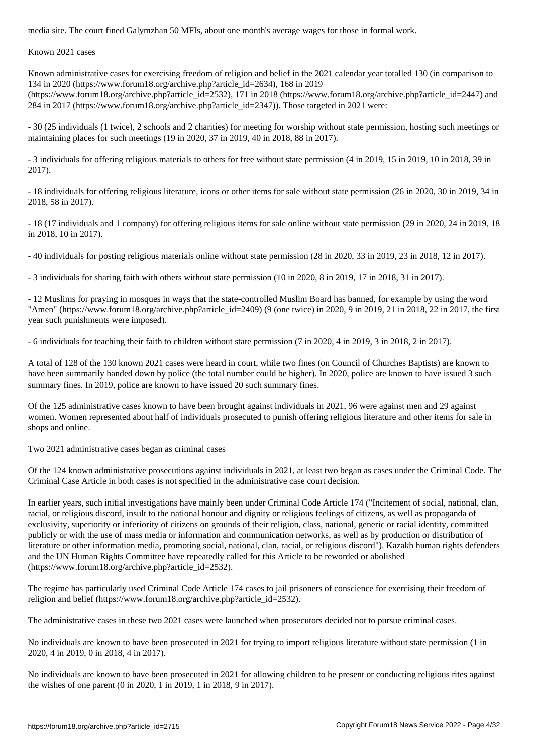media site. The court fined Galymzhan 50 MFIs, about one month's average wages for those in formal work.

## Known 2021 cases

Known administrative cases for exercising freedom of religion and belief in the 2021 calendar year totalled 130 (in comparison to 134 in 2020 (https://www.forum18.org/archive.php?article_id=2634), 168 in 2019 (https://www.forum18.org/archive.php?article_id=2532), 171 in 2018 (https://www.forum18.org/archive.php?article_id=2447) and 284 in 2017 (https://www.forum18.org/archive.php?article_id=2347)). Those targeted in 2021 were:

- 30 (25 individuals (1 twice), 2 schools and 2 charities) for meeting for worship without state permission, hosting such meetings or maintaining places for such meetings (19 in 2020, 37 in 2019, 40 in 2018, 88 in 2017).

- 3 individuals for offering religious materials to others for free without state permission (4 in 2019, 15 in 2019, 10 in 2018, 39 in 2017).

- 18 individuals for offering religious literature, icons or other items for sale without state permission (26 in 2020, 30 in 2019, 34 in 2018, 58 in 2017).

- 18 (17 individuals and 1 company) for offering religious items for sale online without state permission (29 in 2020, 24 in 2019, 18 in 2018, 10 in 2017).

- 40 individuals for posting religious materials online without state permission (28 in 2020, 33 in 2019, 23 in 2018, 12 in 2017).

- 3 individuals for sharing faith with others without state permission (10 in 2020, 8 in 2019, 17 in 2018, 31 in 2017).

- 12 Muslims for praying in mosques in ways that the state-controlled Muslim Board has banned, for example by using the word "Amen" (https://www.forum18.org/archive.php?article_id=2409) (9 (one twice) in 2020, 9 in 2019, 21 in 2018, 22 in 2017, the first year such punishments were imposed).

- 6 individuals for teaching their faith to children without state permission (7 in 2020, 4 in 2019, 3 in 2018, 2 in 2017).

A total of 128 of the 130 known 2021 cases were heard in court, while two fines (on Council of Churches Baptists) are known to have been summarily handed down by police (the total number could be higher). In 2020, police are known to have issued 3 such summary fines. In 2019, police are known to have issued 20 such summary fines.

Of the 125 administrative cases known to have been brought against individuals in 2021, 96 were against men and 29 against women. Women represented about half of individuals prosecuted to punish offering religious literature and other items for sale in shops and online.

## Two 2021 administrative cases began as criminal cases

Of the 124 known administrative prosecutions against individuals in 2021, at least two began as cases under the Criminal Code. The Criminal Case Article in both cases is not specified in the administrative case court decision.

In earlier years, such initial investigations have mainly been under Criminal Code Article 174 ("Incitement of social, national, clan, racial, or religious discord, insult to the national honour and dignity or religious feelings of citizens, as well as propaganda of exclusivity, superiority or inferiority of citizens on grounds of their religion, class, national, generic or racial identity, committed publicly or with the use of mass media or information and communication networks, as well as by production or distribution of literature or other information media, promoting social, national, clan, racial, or religious discord"). Kazakh human rights defenders and the UN Human Rights Committee have repeatedly called for this Article to be reworded or abolished (https://www.forum18.org/archive.php?article_id=2532).

The regime has particularly used Criminal Code Article 174 cases to jail prisoners of conscience for exercising their freedom of religion and belief (https://www.forum18.org/archive.php?article_id=2532).

The administrative cases in these two 2021 cases were launched when prosecutors decided not to pursue criminal cases.

No individuals are known to have been prosecuted in 2021 for trying to import religious literature without state permission (1 in 2020, 4 in 2019, 0 in 2018, 4 in 2017).

No individuals are known to have been prosecuted in 2021 for allowing children to be present or conducting religious rites against the wishes of one parent (0 in 2020, 1 in 2019, 1 in 2018, 9 in 2017).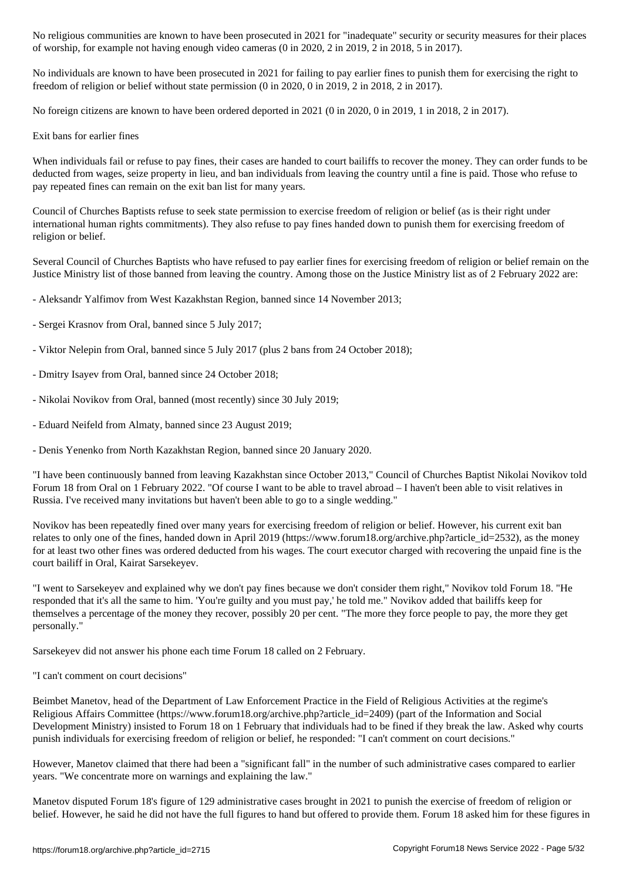No religious communities are known to have been prosecuted in 2021 for "inadequate" security or security measures for their places of worship, for example not having enough video cameras (0 in 2020, 2 in 2019, 2 in 2018, 5 in 2017).

No individuals are known to have been prosecuted in 2021 for failing to pay earlier fines to punish them for exercising the right to freedom of religion or belief without state permission (0 in 2020, 0 in 2019, 2 in 2018, 2 in 2017).

No foreign citizens are known to have been ordered deported in 2021 (0 in 2020, 0 in 2019, 1 in 2018, 2 in 2017).

## Exit bans for earlier fines

When individuals fail or refuse to pay fines, their cases are handed to court bailiffs to recover the money. They can order funds to be deducted from wages, seize property in lieu, and ban individuals from leaving the country until a fine is paid. Those who refuse to pay repeated fines can remain on the exit ban list for many years.

Council of Churches Baptists refuse to seek state permission to exercise freedom of religion or belief (as is their right under international human rights commitments). They also refuse to pay fines handed down to punish them for exercising freedom of religion or belief.

Several Council of Churches Baptists who have refused to pay earlier fines for exercising freedom of religion or belief remain on the Justice Ministry list of those banned from leaving the country. Among those on the Justice Ministry list as of 2 February 2022 are:

- Aleksandr Yalfimov from West Kazakhstan Region, banned since 14 November 2013;

- Sergei Krasnov from Oral, banned since 5 July 2017;

- Viktor Nelepin from Oral, banned since 5 July 2017 (plus 2 bans from 24 October 2018);

- Dmitry Isayev from Oral, banned since 24 October 2018;

- Nikolai Novikov from Oral, banned (most recently) since 30 July 2019;

- Eduard Neifeld from Almaty, banned since 23 August 2019;

- Denis Yenenko from North Kazakhstan Region, banned since 20 January 2020.

"I have been continuously banned from leaving Kazakhstan since October 2013," Council of Churches Baptist Nikolai Novikov told Forum 18 from Oral on 1 February 2022. "Of course I want to be able to travel abroad – I haven't been able to visit relatives in Russia. I've received many invitations but haven't been able to go to a single wedding."

Novikov has been repeatedly fined over many years for exercising freedom of religion or belief. However, his current exit ban relates to only one of the fines, handed down in April 2019 (https://www.forum18.org/archive.php?article_id=2532), as the money for at least two other fines was ordered deducted from his wages. The court executor charged with recovering the unpaid fine is the court bailiff in Oral, Kairat Sarsekeyev.

"I went to Sarsekeyev and explained why we don't pay fines because we don't consider them right," Novikov told Forum 18. "He responded that it's all the same to him. 'You're guilty and you must pay,' he told me." Novikov added that bailiffs keep for themselves a percentage of the money they recover, possibly 20 per cent. "The more they force people to pay, the more they get personally."

Sarsekeyev did not answer his phone each time Forum 18 called on 2 February.

## "I can't comment on court decisions"

Beimbet Manetov, head of the Department of Law Enforcement Practice in the Field of Religious Activities at the regime's Religious Affairs Committee (https://www.forum18.org/archive.php?article_id=2409) (part of the Information and Social Development Ministry) insisted to Forum 18 on 1 February that individuals had to be fined if they break the law. Asked why courts punish individuals for exercising freedom of religion or belief, he responded: "I can't comment on court decisions."

However, Manetov claimed that there had been a "significant fall" in the number of such administrative cases compared to earlier years. "We concentrate more on warnings and explaining the law."

Manetov disputed Forum 18's figure of 129 administrative cases brought in 2021 to punish the exercise of freedom of religion or belief. However, he said he did not have the full figures to hand but offered to provide them. Forum 18 asked him for these figures in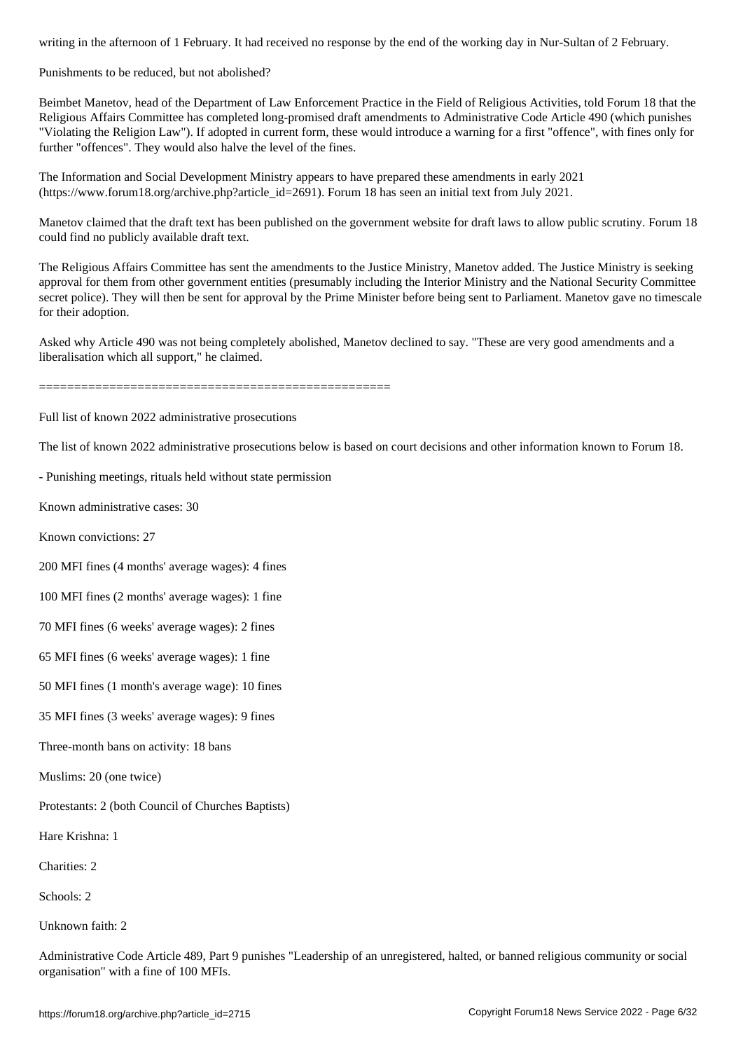writing in the afternoon of 1 February. It had received no response by the end of the working day in Nur-Sultan of 2 February.

Punishments to be reduced, but not abolished?

Beimbet Manetov, head of the Department of Law Enforcement Practice in the Field of Religious Activities, told Forum 18 that the Religious Affairs Committee has completed long-promised draft amendments to Administrative Code Article 490 (which punishes "Violating the Religion Law"). If adopted in current form, these would introduce a warning for a first "offence", with fines only for further "offences". They would also halve the level of the fines.

The Information and Social Development Ministry appears to have prepared these amendments in early 2021 (https://www.forum18.org/archive.php?article_id=2691). Forum 18 has seen an initial text from July 2021.

Manetov claimed that the draft text has been published on the government website for draft laws to allow public scrutiny. Forum 18 could find no publicly available draft text.

The Religious Affairs Committee has sent the amendments to the Justice Ministry, Manetov added. The Justice Ministry is seeking approval for them from other government entities (presumably including the Interior Ministry and the National Security Committee secret police). They will then be sent for approval by the Prime Minister before being sent to Parliament. Manetov gave no timescale for their adoption.

Asked why Article 490 was not being completely abolished, Manetov declined to say. "These are very good amendments and a liberalisation which all support," he claimed.

==================================================

Full list of known 2022 administrative prosecutions

The list of known 2022 administrative prosecutions below is based on court decisions and other information known to Forum 18.

- Punishing meetings, rituals held without state permission

Known administrative cases: 30

Known convictions: 27

200 MFI fines (4 months' average wages): 4 fines

100 MFI fines (2 months' average wages): 1 fine

70 MFI fines (6 weeks' average wages): 2 fines

65 MFI fines (6 weeks' average wages): 1 fine

50 MFI fines (1 month's average wage): 10 fines

35 MFI fines (3 weeks' average wages): 9 fines

Three-month bans on activity: 18 bans

Muslims: 20 (one twice)

Protestants: 2 (both Council of Churches Baptists)

Hare Krishna: 1

Charities: 2

Schools: 2

Unknown faith: 2

Administrative Code Article 489, Part 9 punishes "Leadership of an unregistered, halted, or banned religious community or social organisation" with a fine of 100 MFIs.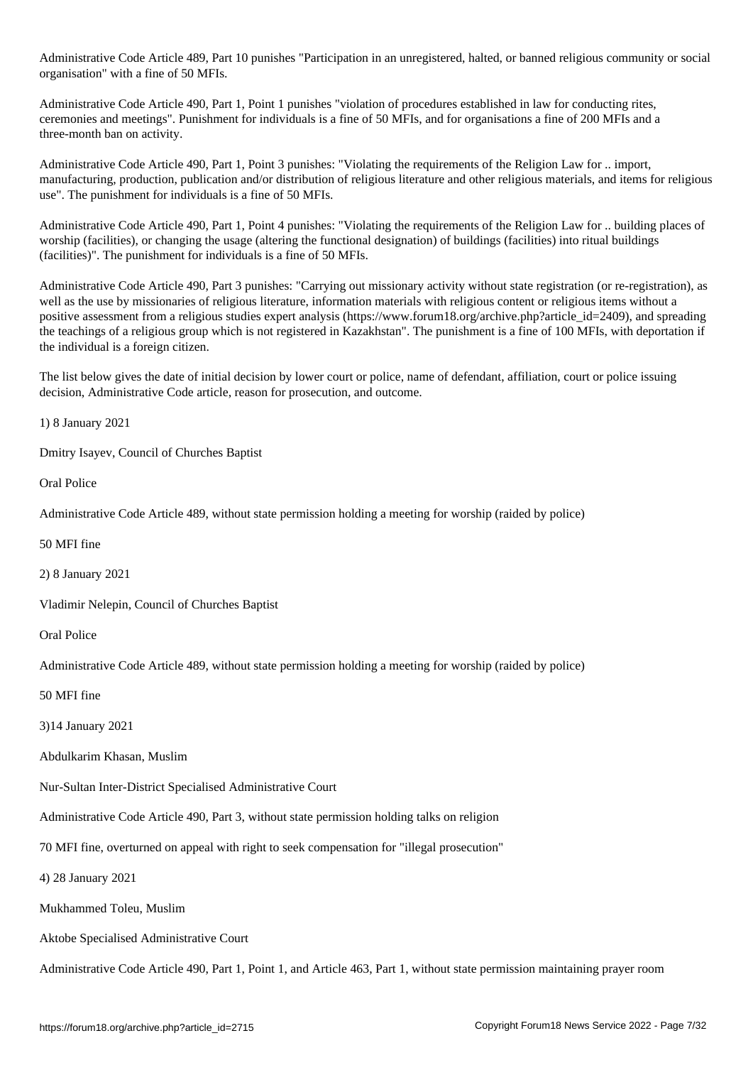Administrative Code Article 489, Part 10 punishes "Participation in an unregistered, halted, or banned religious community or social organisation" with a fine of 50 MFIs.

Administrative Code Article 490, Part 1, Point 1 punishes "violation of procedures established in law for conducting rites, ceremonies and meetings". Punishment for individuals is a fine of 50 MFIs, and for organisations a fine of 200 MFIs and a three-month ban on activity.

Administrative Code Article 490, Part 1, Point 3 punishes: "Violating the requirements of the Religion Law for .. import, manufacturing, production, publication and/or distribution of religious literature and other religious materials, and items for religious use". The punishment for individuals is a fine of 50 MFIs.

Administrative Code Article 490, Part 1, Point 4 punishes: "Violating the requirements of the Religion Law for .. building places of worship (facilities), or changing the usage (altering the functional designation) of buildings (facilities) into ritual buildings (facilities)". The punishment for individuals is a fine of 50 MFIs.

Administrative Code Article 490, Part 3 punishes: "Carrying out missionary activity without state registration (or re-registration), as well as the use by missionaries of religious literature, information materials with religious content or religious items without a positive assessment from a religious studies expert analysis (https://www.forum18.org/archive.php?article_id=2409), and spreading the teachings of a religious group which is not registered in Kazakhstan". The punishment is a fine of 100 MFIs, with deportation if the individual is a foreign citizen.

The list below gives the date of initial decision by lower court or police, name of defendant, affiliation, court or police issuing decision, Administrative Code article, reason for prosecution, and outcome.

1) 8 January 2021

Dmitry Isayev, Council of Churches Baptist

Oral Police

Administrative Code Article 489, without state permission holding a meeting for worship (raided by police)

50 MFI fine

2) 8 January 2021

Vladimir Nelepin, Council of Churches Baptist

Oral Police

Administrative Code Article 489, without state permission holding a meeting for worship (raided by police)

50 MFI fine

3)14 January 2021

Abdulkarim Khasan, Muslim

Nur-Sultan Inter-District Specialised Administrative Court

Administrative Code Article 490, Part 3, without state permission holding talks on religion

70 MFI fine, overturned on appeal with right to seek compensation for "illegal prosecution"

4) 28 January 2021

Mukhammed Toleu, Muslim

Aktobe Specialised Administrative Court

Administrative Code Article 490, Part 1, Point 1, and Article 463, Part 1, without state permission maintaining prayer room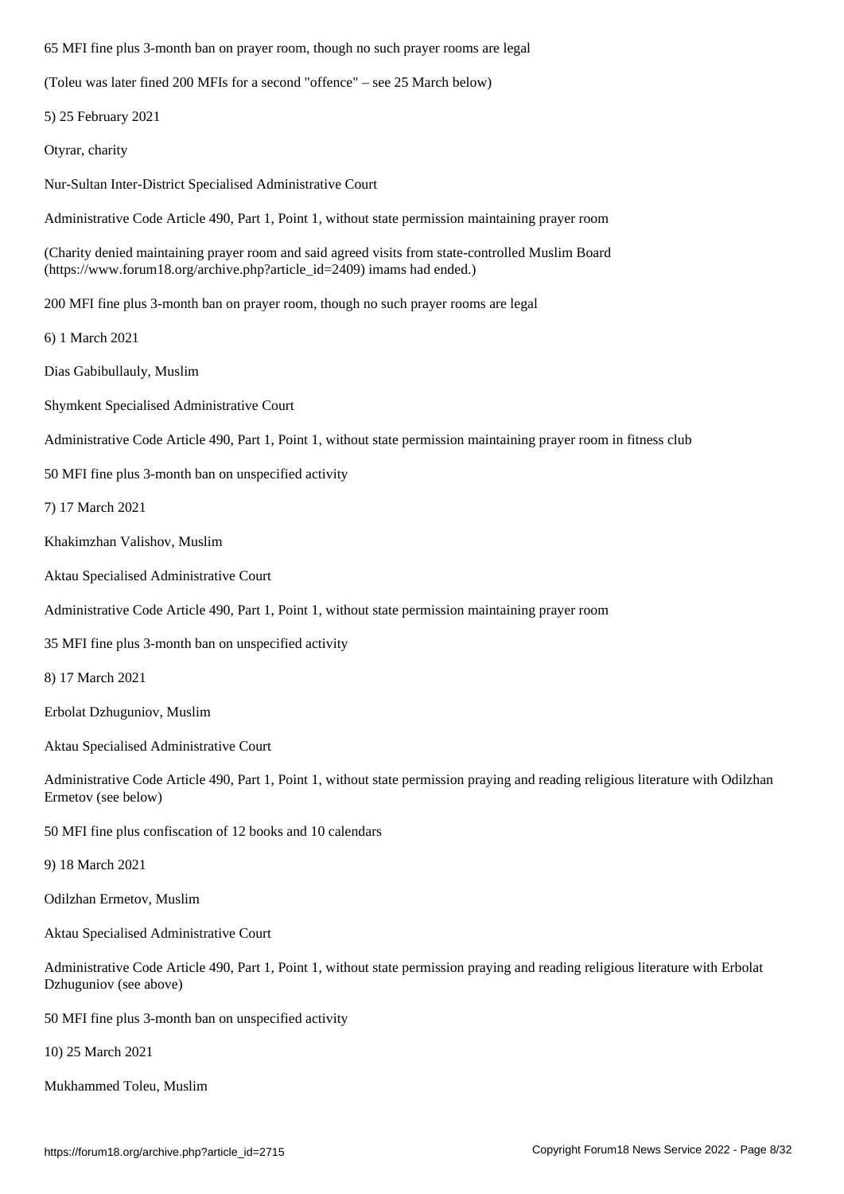65 MFI fine plus 3-month ban on prayer room, though no such prayer rooms are legal

(Toleu was later fined 200 MFIs for a second "offence" – see 25 March below)

5) 25 February 2021

Otyrar, charity

Nur-Sultan Inter-District Specialised Administrative Court

Administrative Code Article 490, Part 1, Point 1, without state permission maintaining prayer room

(Charity denied maintaining prayer room and said agreed visits from state-controlled Muslim Board (https://www.forum18.org/archive.php?article_id=2409) imams had ended.)

200 MFI fine plus 3-month ban on prayer room, though no such prayer rooms are legal

6) 1 March 2021

Dias Gabibullauly, Muslim

Shymkent Specialised Administrative Court

Administrative Code Article 490, Part 1, Point 1, without state permission maintaining prayer room in fitness club

50 MFI fine plus 3-month ban on unspecified activity

7) 17 March 2021

Khakimzhan Valishov, Muslim

Aktau Specialised Administrative Court

Administrative Code Article 490, Part 1, Point 1, without state permission maintaining prayer room

35 MFI fine plus 3-month ban on unspecified activity

8) 17 March 2021

Erbolat Dzhuguniov, Muslim

Aktau Specialised Administrative Court

Administrative Code Article 490, Part 1, Point 1, without state permission praying and reading religious literature with Odilzhan Ermetov (see below)

50 MFI fine plus confiscation of 12 books and 10 calendars

9) 18 March 2021

Odilzhan Ermetov, Muslim

Aktau Specialised Administrative Court

Administrative Code Article 490, Part 1, Point 1, without state permission praying and reading religious literature with Erbolat Dzhuguniov (see above)

50 MFI fine plus 3-month ban on unspecified activity

10) 25 March 2021

Mukhammed Toleu, Muslim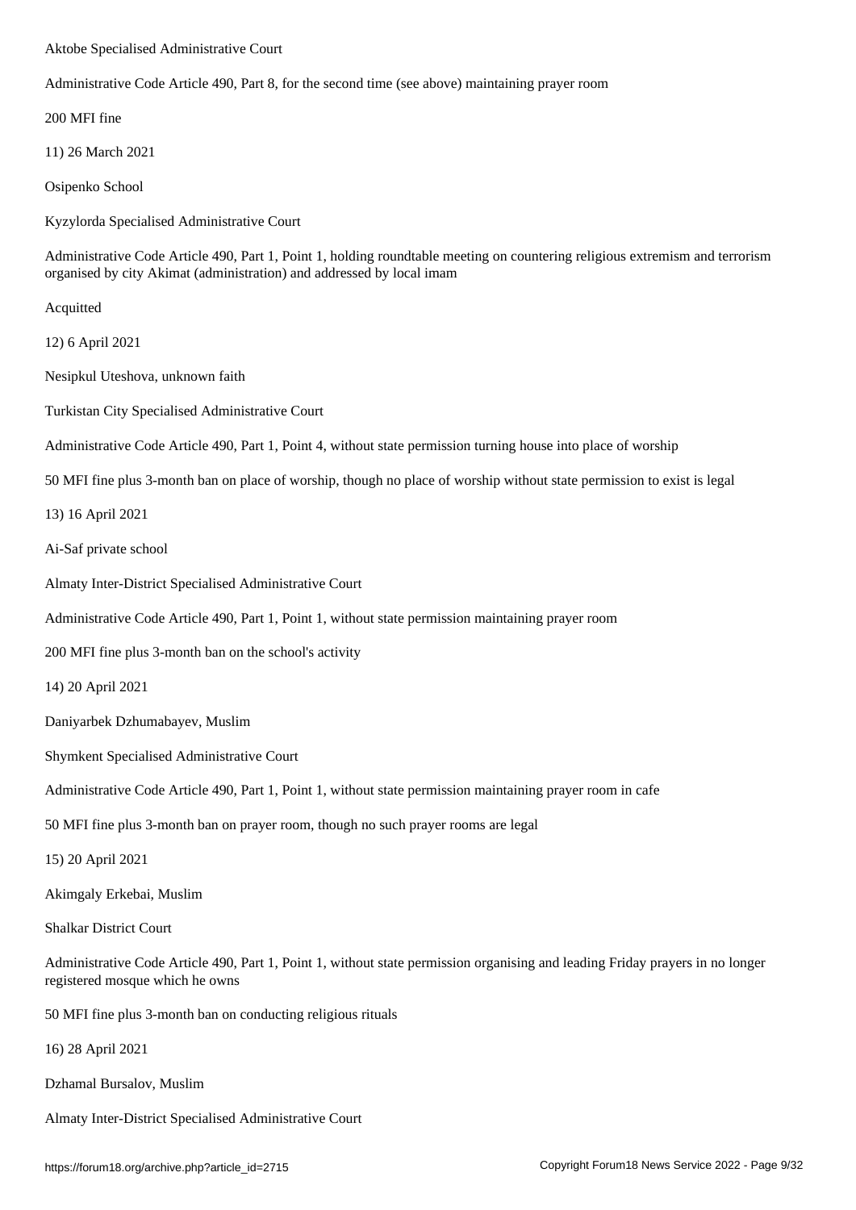Aktobe Specialised Administrative Court

Administrative Code Article 490, Part 8, for the second time (see above) maintaining prayer room

200 MFI fine

11) 26 March 2021

Osipenko School

Kyzylorda Specialised Administrative Court

Administrative Code Article 490, Part 1, Point 1, holding roundtable meeting on countering religious extremism and terrorism organised by city Akimat (administration) and addressed by local imam

Acquitted

12) 6 April 2021

Nesipkul Uteshova, unknown faith

Turkistan City Specialised Administrative Court

Administrative Code Article 490, Part 1, Point 4, without state permission turning house into place of worship

50 MFI fine plus 3-month ban on place of worship, though no place of worship without state permission to exist is legal

13) 16 April 2021

Ai-Saf private school

Almaty Inter-District Specialised Administrative Court

Administrative Code Article 490, Part 1, Point 1, without state permission maintaining prayer room

200 MFI fine plus 3-month ban on the school's activity

14) 20 April 2021

Daniyarbek Dzhumabayev, Muslim

Shymkent Specialised Administrative Court

Administrative Code Article 490, Part 1, Point 1, without state permission maintaining prayer room in cafe

50 MFI fine plus 3-month ban on prayer room, though no such prayer rooms are legal

15) 20 April 2021

Akimgaly Erkebai, Muslim

Shalkar District Court

Administrative Code Article 490, Part 1, Point 1, without state permission organising and leading Friday prayers in no longer registered mosque which he owns

50 MFI fine plus 3-month ban on conducting religious rituals

16) 28 April 2021

Dzhamal Bursalov, Muslim

Almaty Inter-District Specialised Administrative Court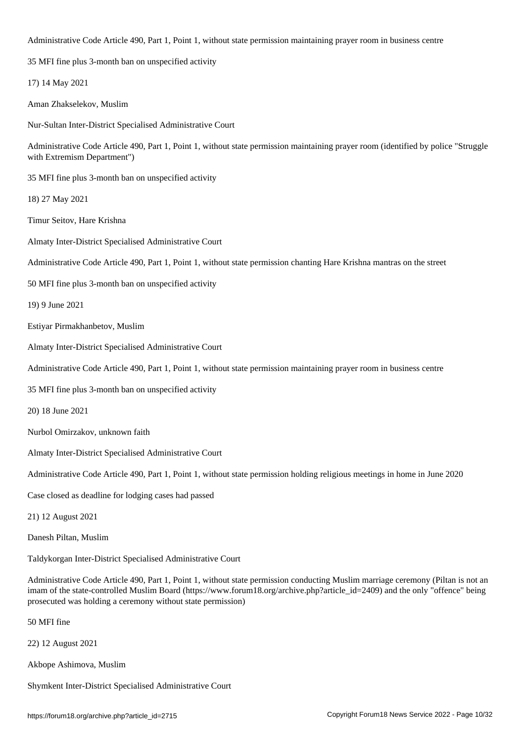Administrative Code Article 490, Part 1, Point 1, without state permission maintaining prayer room in business centre

35 MFI fine plus 3-month ban on unspecified activity

17) 14 May 2021

Aman Zhakselekov, Muslim

Nur-Sultan Inter-District Specialised Administrative Court

Administrative Code Article 490, Part 1, Point 1, without state permission maintaining prayer room (identified by police "Struggle with Extremism Department")

35 MFI fine plus 3-month ban on unspecified activity

18) 27 May 2021

Timur Seitov, Hare Krishna

Almaty Inter-District Specialised Administrative Court

Administrative Code Article 490, Part 1, Point 1, without state permission chanting Hare Krishna mantras on the street

50 MFI fine plus 3-month ban on unspecified activity

19) 9 June 2021

Estiyar Pirmakhanbetov, Muslim

Almaty Inter-District Specialised Administrative Court

Administrative Code Article 490, Part 1, Point 1, without state permission maintaining prayer room in business centre

35 MFI fine plus 3-month ban on unspecified activity

20) 18 June 2021

Nurbol Omirzakov, unknown faith

Almaty Inter-District Specialised Administrative Court

Administrative Code Article 490, Part 1, Point 1, without state permission holding religious meetings in home in June 2020

Case closed as deadline for lodging cases had passed

21) 12 August 2021

Danesh Piltan, Muslim

Taldykorgan Inter-District Specialised Administrative Court

Administrative Code Article 490, Part 1, Point 1, without state permission conducting Muslim marriage ceremony (Piltan is not an imam of the state-controlled Muslim Board (https://www.forum18.org/archive.php?article_id=2409) and the only "offence" being prosecuted was holding a ceremony without state permission)

50 MFI fine

22) 12 August 2021

Akbope Ashimova, Muslim

Shymkent Inter-District Specialised Administrative Court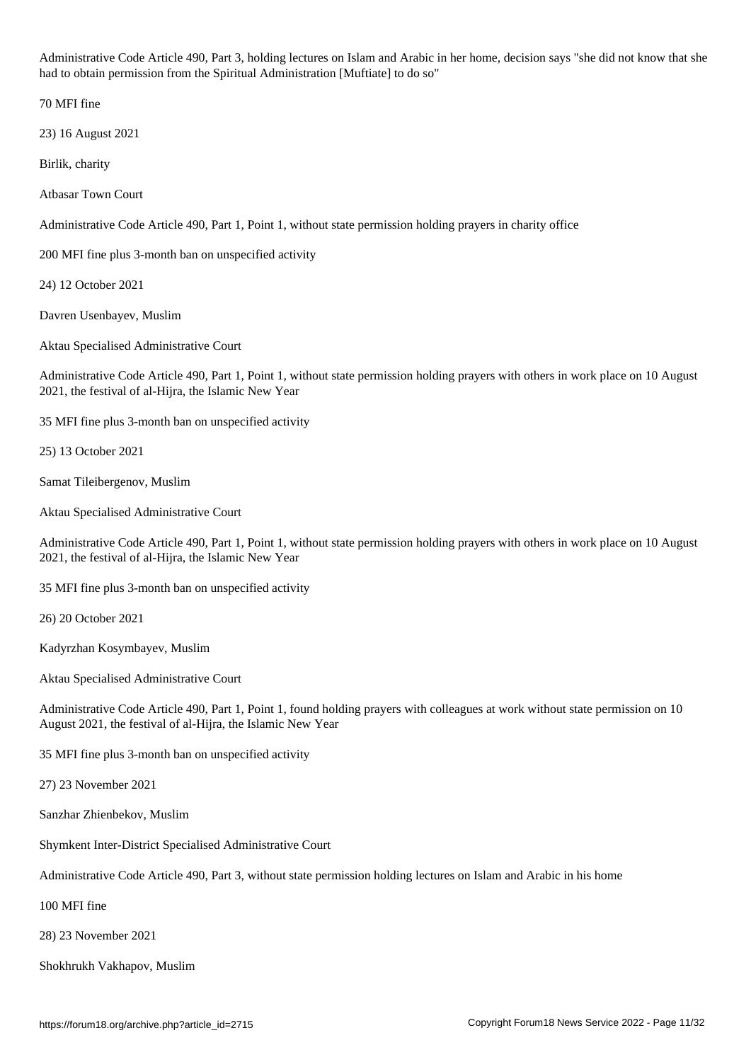Administrative Code Article 490, Part 3, holding lectures on Islam and Arabic in her home, decision says "she did not know that she had to obtain permission from the Spiritual Administration [Muftiate] to do so"

70 MFI fine

23) 16 August 2021

Birlik, charity

Atbasar Town Court

Administrative Code Article 490, Part 1, Point 1, without state permission holding prayers in charity office

200 MFI fine plus 3-month ban on unspecified activity

24) 12 October 2021

Davren Usenbayev, Muslim

Aktau Specialised Administrative Court

Administrative Code Article 490, Part 1, Point 1, without state permission holding prayers with others in work place on 10 August 2021, the festival of al-Hijra, the Islamic New Year

35 MFI fine plus 3-month ban on unspecified activity

25) 13 October 2021

Samat Tileibergenov, Muslim

Aktau Specialised Administrative Court

Administrative Code Article 490, Part 1, Point 1, without state permission holding prayers with others in work place on 10 August 2021, the festival of al-Hijra, the Islamic New Year

35 MFI fine plus 3-month ban on unspecified activity

26) 20 October 2021

Kadyrzhan Kosymbayev, Muslim

Aktau Specialised Administrative Court

Administrative Code Article 490, Part 1, Point 1, found holding prayers with colleagues at work without state permission on 10 August 2021, the festival of al-Hijra, the Islamic New Year

35 MFI fine plus 3-month ban on unspecified activity

27) 23 November 2021

Sanzhar Zhienbekov, Muslim

Shymkent Inter-District Specialised Administrative Court

Administrative Code Article 490, Part 3, without state permission holding lectures on Islam and Arabic in his home

100 MFI fine

28) 23 November 2021

Shokhrukh Vakhapov, Muslim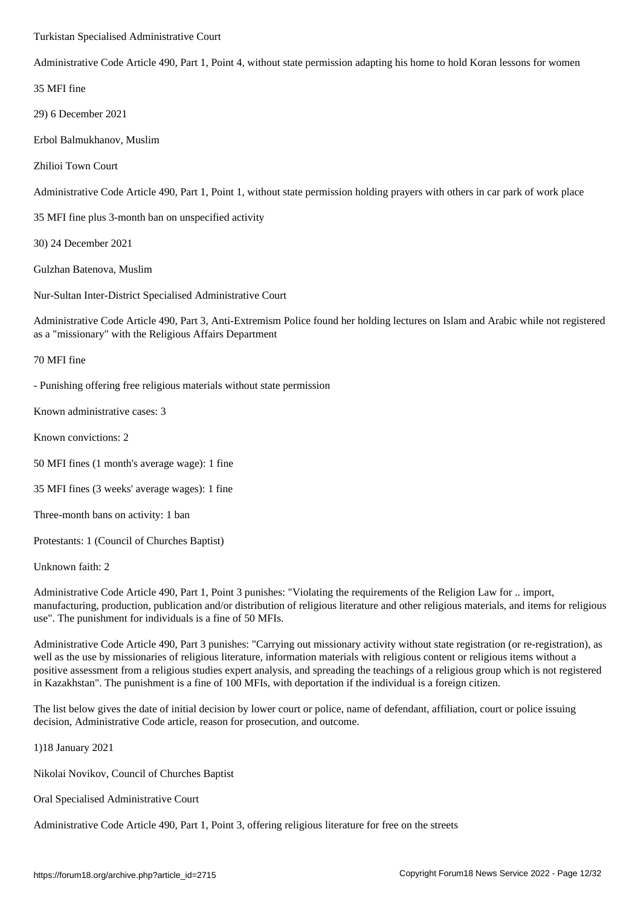Turkistan Specialised Administrative Court

Administrative Code Article 490, Part 1, Point 4, without state permission adapting his home to hold Koran lessons for women

35 MFI fine

29) 6 December 2021

Erbol Balmukhanov, Muslim

Zhilioi Town Court

Administrative Code Article 490, Part 1, Point 1, without state permission holding prayers with others in car park of work place

35 MFI fine plus 3-month ban on unspecified activity

30) 24 December 2021

Gulzhan Batenova, Muslim

Nur-Sultan Inter-District Specialised Administrative Court

Administrative Code Article 490, Part 3, Anti-Extremism Police found her holding lectures on Islam and Arabic while not registered as a "missionary" with the Religious Affairs Department

70 MFI fine

- Punishing offering free religious materials without state permission

Known administrative cases: 3

Known convictions: 2

50 MFI fines (1 month's average wage): 1 fine

35 MFI fines (3 weeks' average wages): 1 fine

Three-month bans on activity: 1 ban

Protestants: 1 (Council of Churches Baptist)

Unknown faith: 2

Administrative Code Article 490, Part 1, Point 3 punishes: "Violating the requirements of the Religion Law for .. import, manufacturing, production, publication and/or distribution of religious literature and other religious materials, and items for religious use". The punishment for individuals is a fine of 50 MFIs.

Administrative Code Article 490, Part 3 punishes: "Carrying out missionary activity without state registration (or re-registration), as well as the use by missionaries of religious literature, information materials with religious content or religious items without a positive assessment from a religious studies expert analysis, and spreading the teachings of a religious group which is not registered in Kazakhstan". The punishment is a fine of 100 MFIs, with deportation if the individual is a foreign citizen.

The list below gives the date of initial decision by lower court or police, name of defendant, affiliation, court or police issuing decision, Administrative Code article, reason for prosecution, and outcome.

1)18 January 2021

Nikolai Novikov, Council of Churches Baptist

Oral Specialised Administrative Court

Administrative Code Article 490, Part 1, Point 3, offering religious literature for free on the streets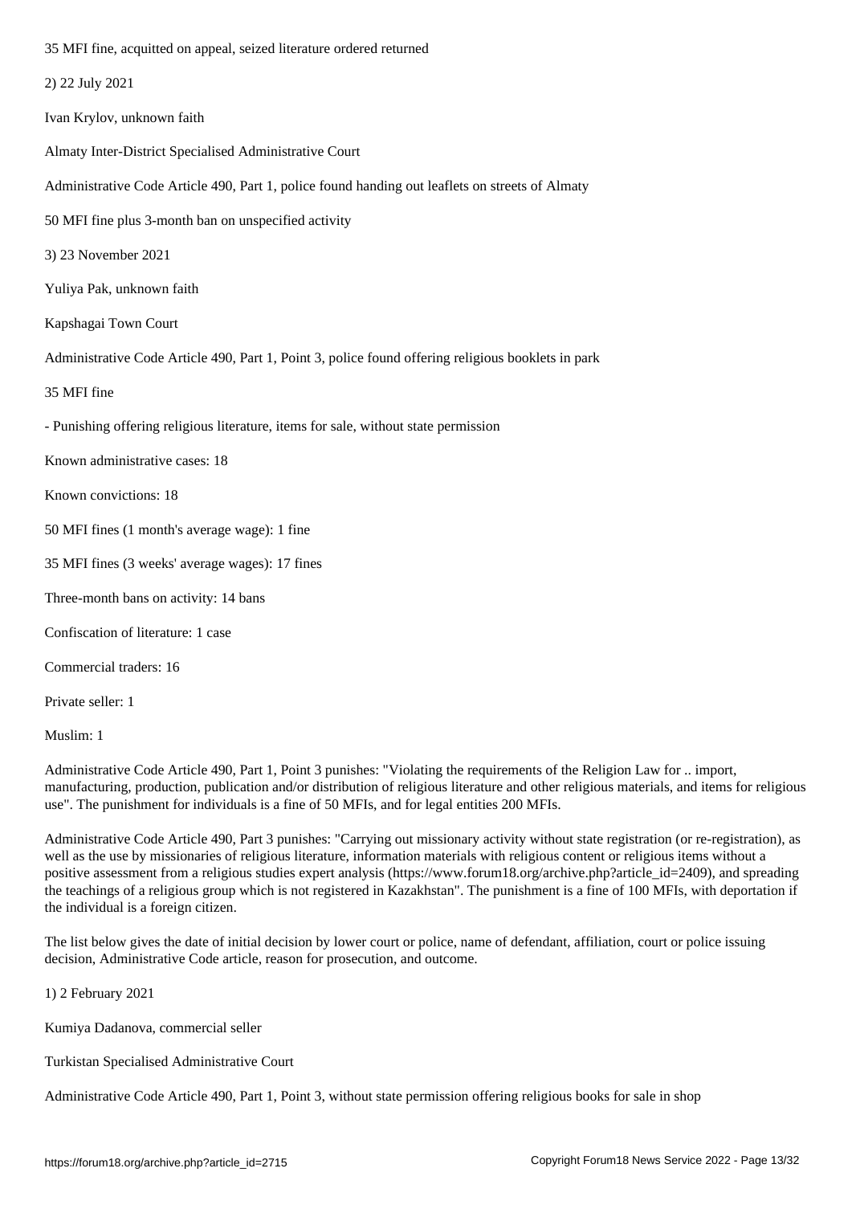35 MFI fine, acquitted on appeal, seized literature ordered returned

2) 22 July 2021

Ivan Krylov, unknown faith

Almaty Inter-District Specialised Administrative Court

Administrative Code Article 490, Part 1, police found handing out leaflets on streets of Almaty

50 MFI fine plus 3-month ban on unspecified activity

3) 23 November 2021

Yuliya Pak, unknown faith

Kapshagai Town Court

Administrative Code Article 490, Part 1, Point 3, police found offering religious booklets in park

35 MFI fine

- Punishing offering religious literature, items for sale, without state permission

Known administrative cases: 18

Known convictions: 18

50 MFI fines (1 month's average wage): 1 fine

35 MFI fines (3 weeks' average wages): 17 fines

Three-month bans on activity: 14 bans

Confiscation of literature: 1 case

Commercial traders: 16

Private seller: 1

Muslim: 1

Administrative Code Article 490, Part 1, Point 3 punishes: "Violating the requirements of the Religion Law for .. import, manufacturing, production, publication and/or distribution of religious literature and other religious materials, and items for religious use". The punishment for individuals is a fine of 50 MFIs, and for legal entities 200 MFIs.

Administrative Code Article 490, Part 3 punishes: "Carrying out missionary activity without state registration (or re-registration), as well as the use by missionaries of religious literature, information materials with religious content or religious items without a positive assessment from a religious studies expert analysis (https://www.forum18.org/archive.php?article_id=2409), and spreading the teachings of a religious group which is not registered in Kazakhstan". The punishment is a fine of 100 MFIs, with deportation if the individual is a foreign citizen.

The list below gives the date of initial decision by lower court or police, name of defendant, affiliation, court or police issuing decision, Administrative Code article, reason for prosecution, and outcome.

1) 2 February 2021

Kumiya Dadanova, commercial seller

Turkistan Specialised Administrative Court

Administrative Code Article 490, Part 1, Point 3, without state permission offering religious books for sale in shop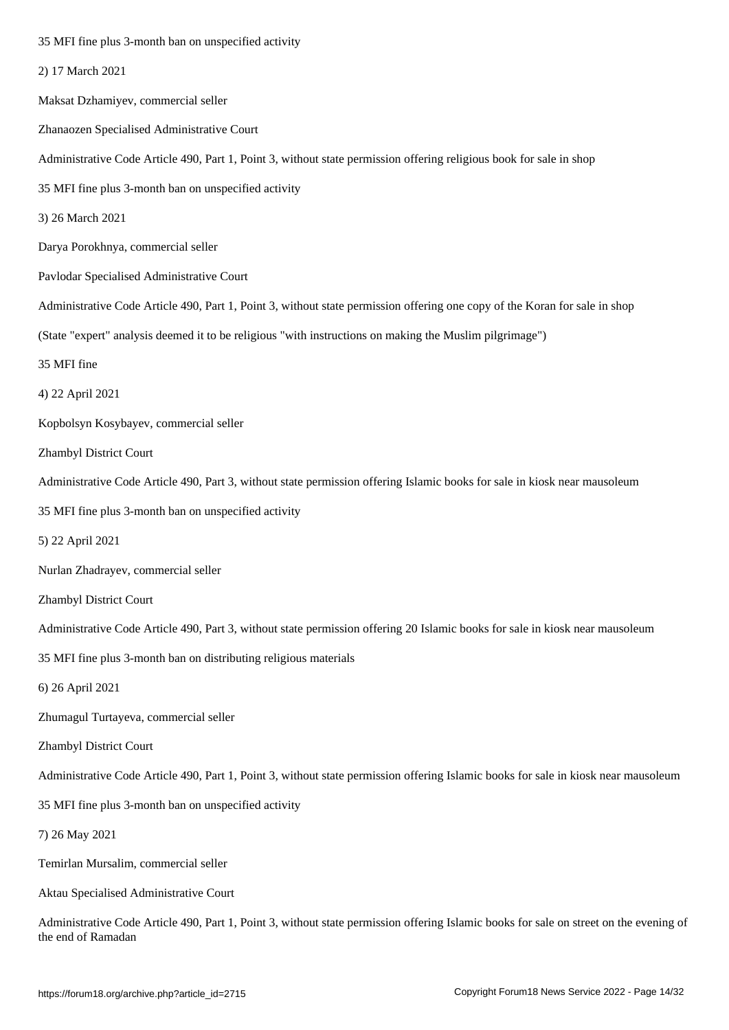35 MFI fine plus 3-month ban on unspecified activity

2) 17 March 2021

Maksat Dzhamiyev, commercial seller

Zhanaozen Specialised Administrative Court

Administrative Code Article 490, Part 1, Point 3, without state permission offering religious book for sale in shop

35 MFI fine plus 3-month ban on unspecified activity

3) 26 March 2021

Darya Porokhnya, commercial seller

Pavlodar Specialised Administrative Court

Administrative Code Article 490, Part 1, Point 3, without state permission offering one copy of the Koran for sale in shop

(State "expert" analysis deemed it to be religious "with instructions on making the Muslim pilgrimage")

35 MFI fine

4) 22 April 2021

Kopbolsyn Kosybayev, commercial seller

Zhambyl District Court

Administrative Code Article 490, Part 3, without state permission offering Islamic books for sale in kiosk near mausoleum

35 MFI fine plus 3-month ban on unspecified activity

5) 22 April 2021

Nurlan Zhadrayev, commercial seller

Zhambyl District Court

Administrative Code Article 490, Part 3, without state permission offering 20 Islamic books for sale in kiosk near mausoleum

35 MFI fine plus 3-month ban on distributing religious materials

6) 26 April 2021

Zhumagul Turtayeva, commercial seller

Zhambyl District Court

Administrative Code Article 490, Part 1, Point 3, without state permission offering Islamic books for sale in kiosk near mausoleum

35 MFI fine plus 3-month ban on unspecified activity

7) 26 May 2021

Temirlan Mursalim, commercial seller

Aktau Specialised Administrative Court

Administrative Code Article 490, Part 1, Point 3, without state permission offering Islamic books for sale on street on the evening of the end of Ramadan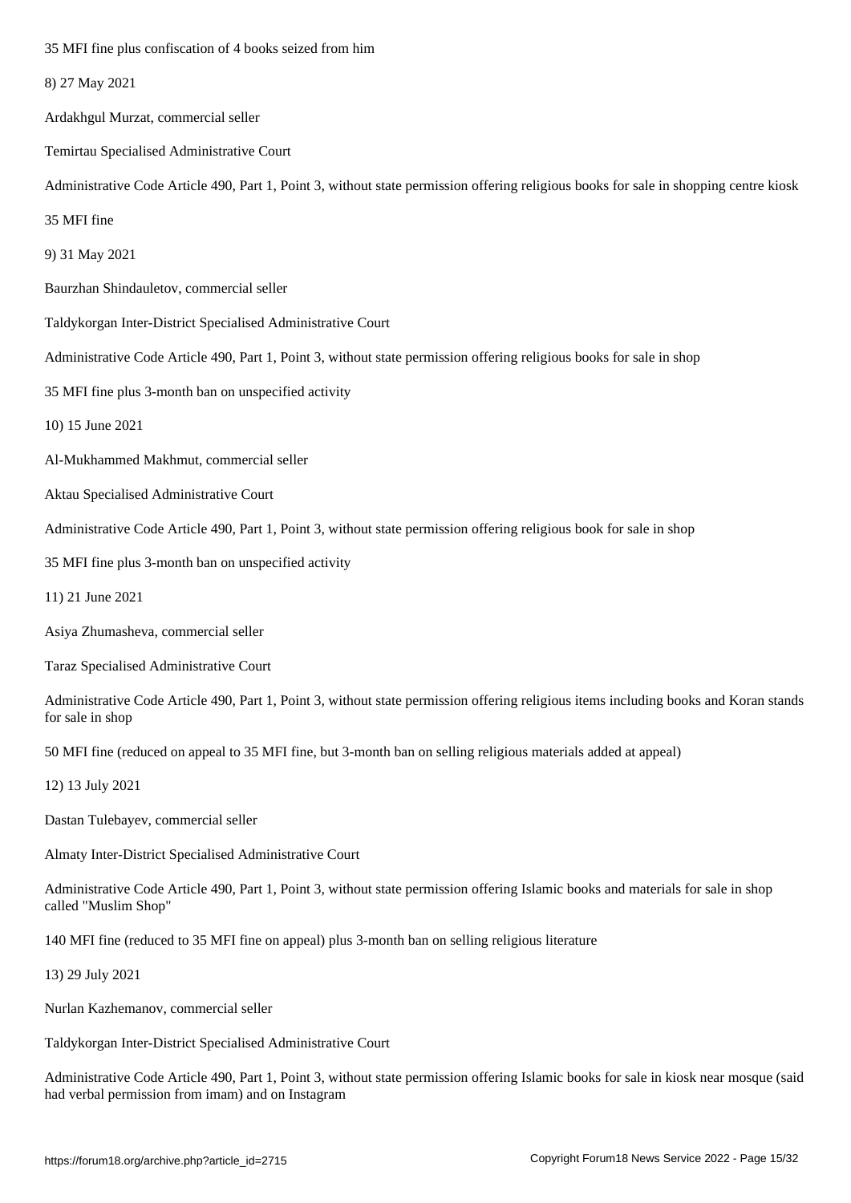35 MFI fine plus confiscation of 4 books seized from him

8) 27 May 2021

Ardakhgul Murzat, commercial seller

Temirtau Specialised Administrative Court

Administrative Code Article 490, Part 1, Point 3, without state permission offering religious books for sale in shopping centre kiosk

35 MFI fine

9) 31 May 2021

Baurzhan Shindauletov, commercial seller

Taldykorgan Inter-District Specialised Administrative Court

Administrative Code Article 490, Part 1, Point 3, without state permission offering religious books for sale in shop

35 MFI fine plus 3-month ban on unspecified activity

10) 15 June 2021

Al-Mukhammed Makhmut, commercial seller

Aktau Specialised Administrative Court

Administrative Code Article 490, Part 1, Point 3, without state permission offering religious book for sale in shop

35 MFI fine plus 3-month ban on unspecified activity

11) 21 June 2021

Asiya Zhumasheva, commercial seller

Taraz Specialised Administrative Court

Administrative Code Article 490, Part 1, Point 3, without state permission offering religious items including books and Koran stands for sale in shop

50 MFI fine (reduced on appeal to 35 MFI fine, but 3-month ban on selling religious materials added at appeal)

12) 13 July 2021

Dastan Tulebayev, commercial seller

Almaty Inter-District Specialised Administrative Court

Administrative Code Article 490, Part 1, Point 3, without state permission offering Islamic books and materials for sale in shop called "Muslim Shop"

140 MFI fine (reduced to 35 MFI fine on appeal) plus 3-month ban on selling religious literature

13) 29 July 2021

Nurlan Kazhemanov, commercial seller

Taldykorgan Inter-District Specialised Administrative Court

Administrative Code Article 490, Part 1, Point 3, without state permission offering Islamic books for sale in kiosk near mosque (said had verbal permission from imam) and on Instagram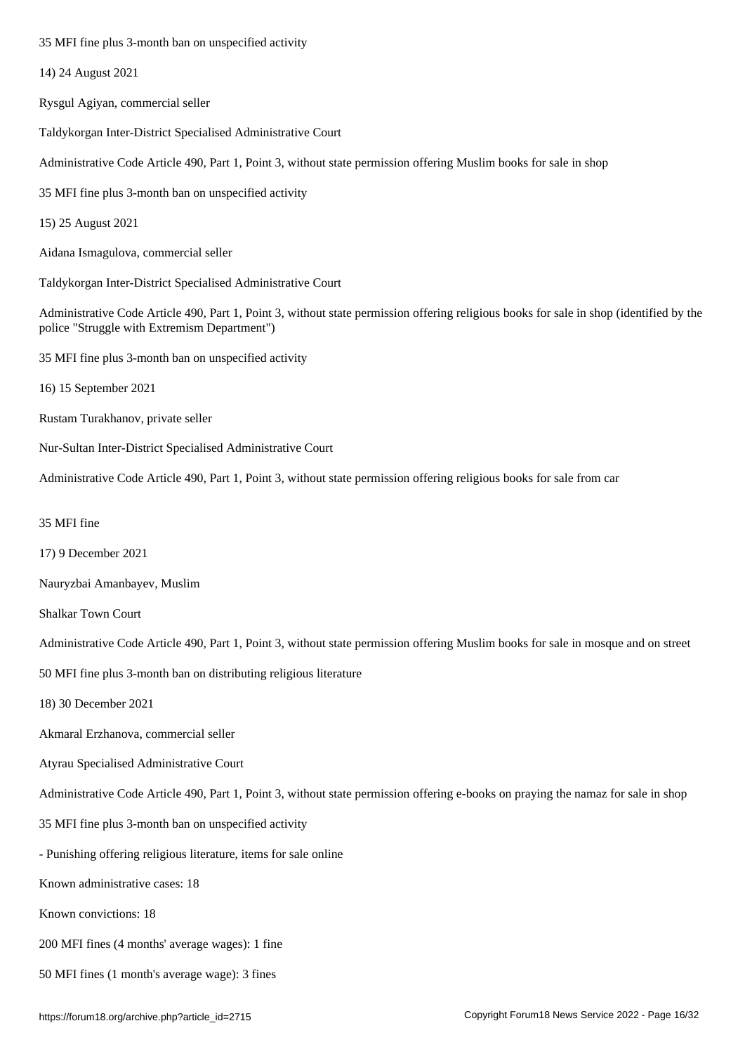35 MFI fine plus 3-month ban on unspecified activity

14) 24 August 2021

Rysgul Agiyan, commercial seller

Taldykorgan Inter-District Specialised Administrative Court

Administrative Code Article 490, Part 1, Point 3, without state permission offering Muslim books for sale in shop

35 MFI fine plus 3-month ban on unspecified activity

15) 25 August 2021

Aidana Ismagulova, commercial seller

Taldykorgan Inter-District Specialised Administrative Court

Administrative Code Article 490, Part 1, Point 3, without state permission offering religious books for sale in shop (identified by the police "Struggle with Extremism Department")

35 MFI fine plus 3-month ban on unspecified activity

16) 15 September 2021

Rustam Turakhanov, private seller

Nur-Sultan Inter-District Specialised Administrative Court

Administrative Code Article 490, Part 1, Point 3, without state permission offering religious books for sale from car

35 MFI fine

17) 9 December 2021

Nauryzbai Amanbayev, Muslim

Shalkar Town Court

Administrative Code Article 490, Part 1, Point 3, without state permission offering Muslim books for sale in mosque and on street

50 MFI fine plus 3-month ban on distributing religious literature

18) 30 December 2021

Akmaral Erzhanova, commercial seller

Atyrau Specialised Administrative Court

Administrative Code Article 490, Part 1, Point 3, without state permission offering e-books on praying the namaz for sale in shop

35 MFI fine plus 3-month ban on unspecified activity

- Punishing offering religious literature, items for sale online

Known administrative cases: 18

Known convictions: 18

200 MFI fines (4 months' average wages): 1 fine

50 MFI fines (1 month's average wage): 3 fines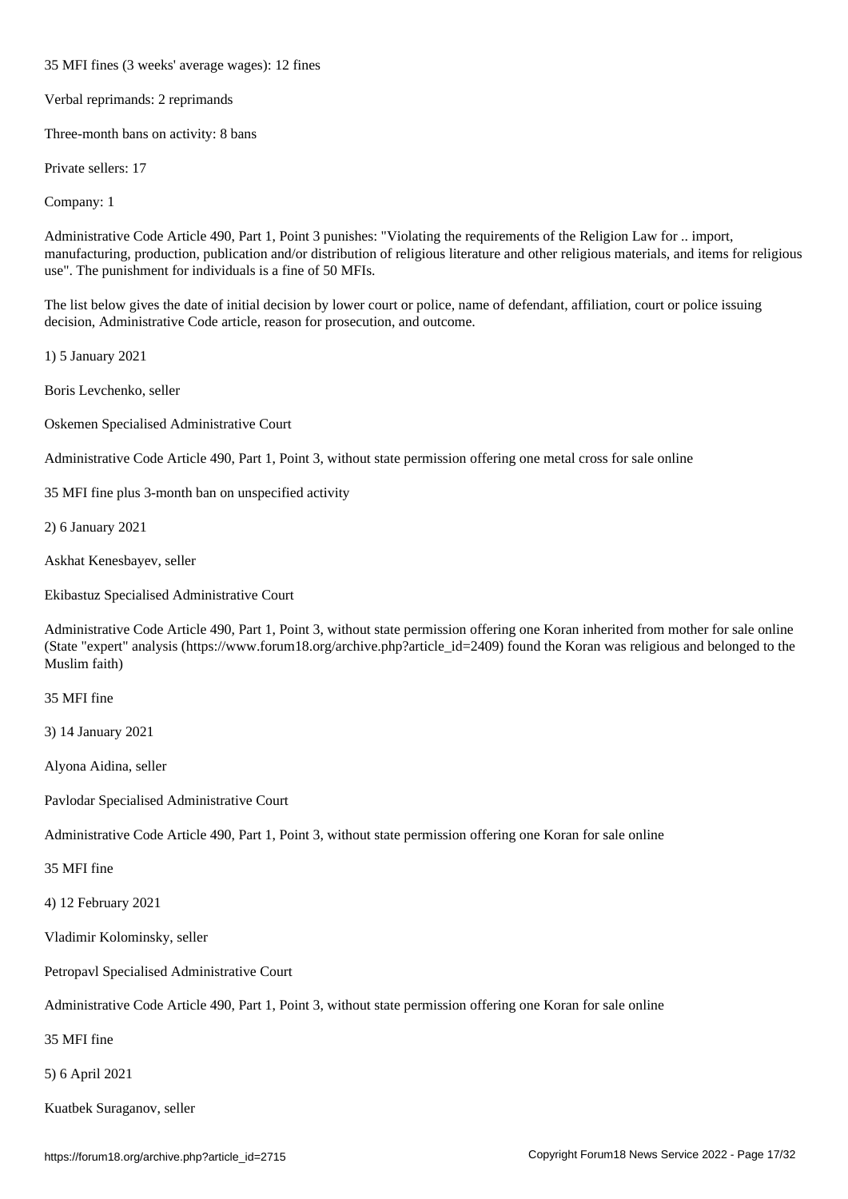35 MFI fines (3 weeks' average wages): 12 fines

Verbal reprimands: 2 reprimands

Three-month bans on activity: 8 bans

Private sellers: 17

Company: 1

Administrative Code Article 490, Part 1, Point 3 punishes: "Violating the requirements of the Religion Law for .. import, manufacturing, production, publication and/or distribution of religious literature and other religious materials, and items for religious use". The punishment for individuals is a fine of 50 MFIs.

The list below gives the date of initial decision by lower court or police, name of defendant, affiliation, court or police issuing decision, Administrative Code article, reason for prosecution, and outcome.

1) 5 January 2021

Boris Levchenko, seller

Oskemen Specialised Administrative Court

Administrative Code Article 490, Part 1, Point 3, without state permission offering one metal cross for sale online

35 MFI fine plus 3-month ban on unspecified activity

2) 6 January 2021

Askhat Kenesbayev, seller

Ekibastuz Specialised Administrative Court

Administrative Code Article 490, Part 1, Point 3, without state permission offering one Koran inherited from mother for sale online (State "expert" analysis (https://www.forum18.org/archive.php?article_id=2409) found the Koran was religious and belonged to the Muslim faith)

35 MFI fine

3) 14 January 2021

Alyona Aidina, seller

Pavlodar Specialised Administrative Court

Administrative Code Article 490, Part 1, Point 3, without state permission offering one Koran for sale online

35 MFI fine

4) 12 February 2021

Vladimir Kolominsky, seller

Petropavl Specialised Administrative Court

Administrative Code Article 490, Part 1, Point 3, without state permission offering one Koran for sale online

35 MFI fine

5) 6 April 2021

Kuatbek Suraganov, seller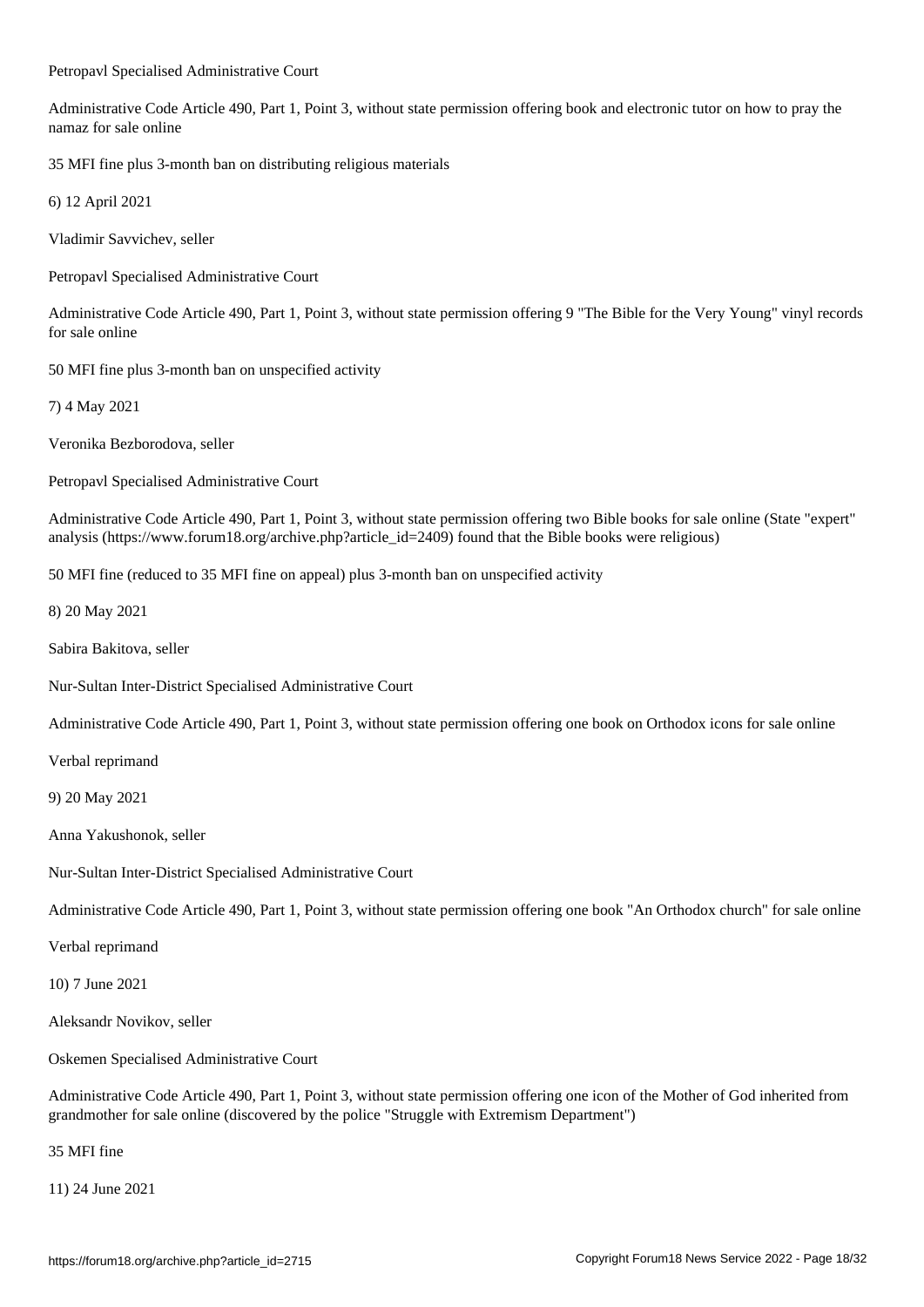Petropavl Specialised Administrative Court

Administrative Code Article 490, Part 1, Point 3, without state permission offering book and electronic tutor on how to pray the namaz for sale online

35 MFI fine plus 3-month ban on distributing religious materials

6) 12 April 2021

Vladimir Savvichev, seller

Petropavl Specialised Administrative Court

Administrative Code Article 490, Part 1, Point 3, without state permission offering 9 "The Bible for the Very Young" vinyl records for sale online

50 MFI fine plus 3-month ban on unspecified activity

7) 4 May 2021

Veronika Bezborodova, seller

Petropavl Specialised Administrative Court

Administrative Code Article 490, Part 1, Point 3, without state permission offering two Bible books for sale online (State "expert" analysis (https://www.forum18.org/archive.php?article_id=2409) found that the Bible books were religious)

50 MFI fine (reduced to 35 MFI fine on appeal) plus 3-month ban on unspecified activity

8) 20 May 2021

Sabira Bakitova, seller

Nur-Sultan Inter-District Specialised Administrative Court

Administrative Code Article 490, Part 1, Point 3, without state permission offering one book on Orthodox icons for sale online

Verbal reprimand

9) 20 May 2021

Anna Yakushonok, seller

Nur-Sultan Inter-District Specialised Administrative Court

Administrative Code Article 490, Part 1, Point 3, without state permission offering one book "An Orthodox church" for sale online

Verbal reprimand

10) 7 June 2021

Aleksandr Novikov, seller

Oskemen Specialised Administrative Court

Administrative Code Article 490, Part 1, Point 3, without state permission offering one icon of the Mother of God inherited from grandmother for sale online (discovered by the police "Struggle with Extremism Department")

35 MFI fine

11) 24 June 2021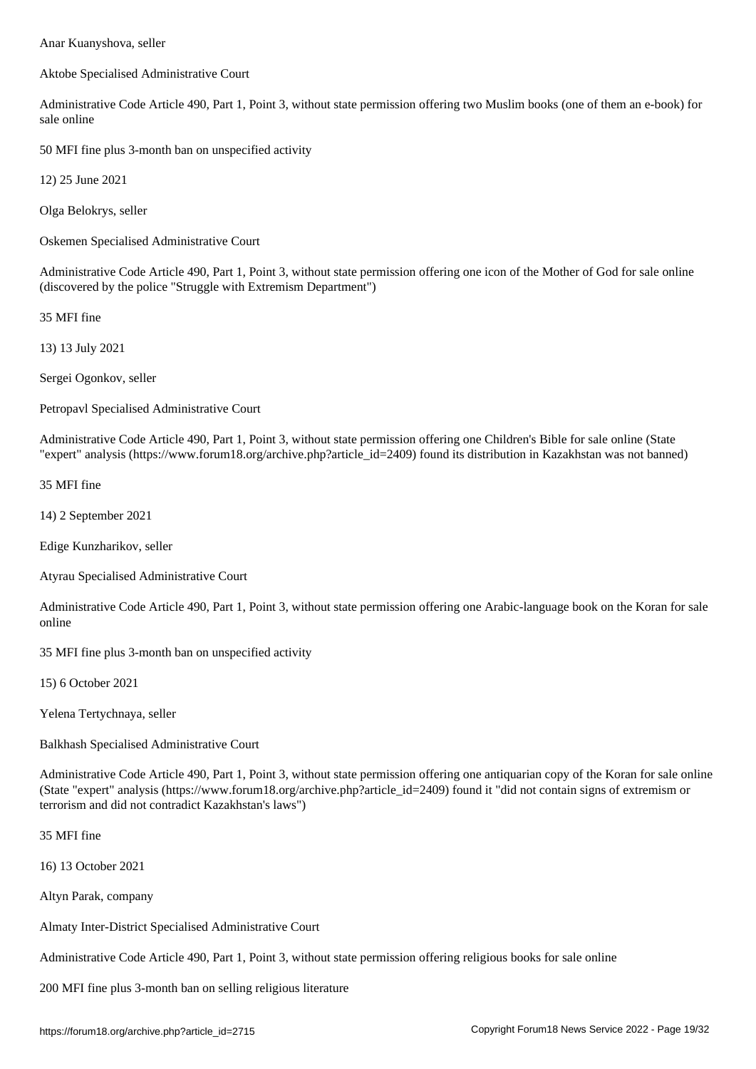Anar Kuanyshova, seller

Aktobe Specialised Administrative Court

Administrative Code Article 490, Part 1, Point 3, without state permission offering two Muslim books (one of them an e-book) for sale online

50 MFI fine plus 3-month ban on unspecified activity

12) 25 June 2021

Olga Belokrys, seller

Oskemen Specialised Administrative Court

Administrative Code Article 490, Part 1, Point 3, without state permission offering one icon of the Mother of God for sale online (discovered by the police "Struggle with Extremism Department")

35 MFI fine

13) 13 July 2021

Sergei Ogonkov, seller

Petropavl Specialised Administrative Court

Administrative Code Article 490, Part 1, Point 3, without state permission offering one Children's Bible for sale online (State "expert" analysis (https://www.forum18.org/archive.php?article_id=2409) found its distribution in Kazakhstan was not banned)

35 MFI fine

14) 2 September 2021

Edige Kunzharikov, seller

Atyrau Specialised Administrative Court

Administrative Code Article 490, Part 1, Point 3, without state permission offering one Arabic-language book on the Koran for sale online

35 MFI fine plus 3-month ban on unspecified activity

15) 6 October 2021

Yelena Tertychnaya, seller

Balkhash Specialised Administrative Court

Administrative Code Article 490, Part 1, Point 3, without state permission offering one antiquarian copy of the Koran for sale online (State "expert" analysis (https://www.forum18.org/archive.php?article_id=2409) found it "did not contain signs of extremism or terrorism and did not contradict Kazakhstan's laws")

35 MFI fine

16) 13 October 2021

Altyn Parak, company

Almaty Inter-District Specialised Administrative Court

Administrative Code Article 490, Part 1, Point 3, without state permission offering religious books for sale online

200 MFI fine plus 3-month ban on selling religious literature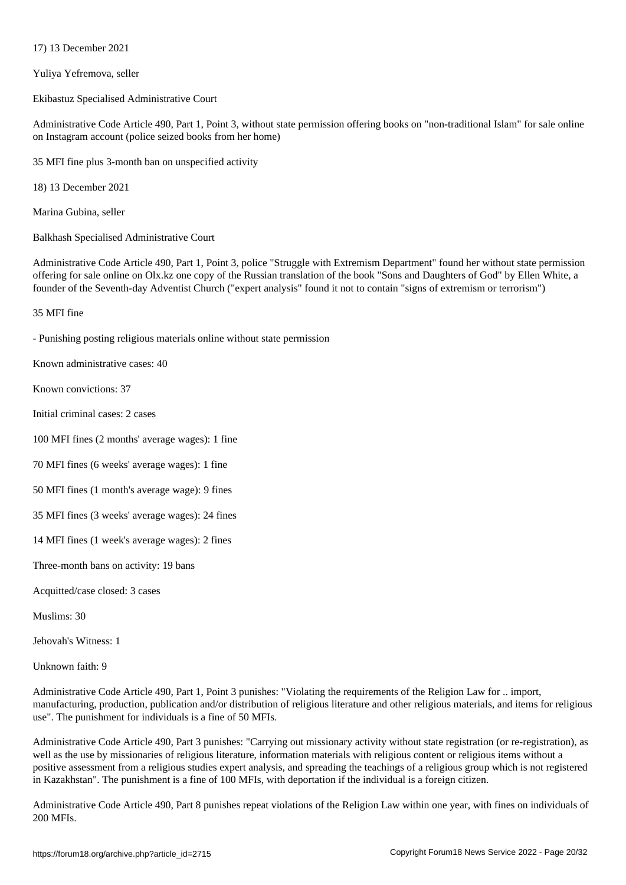17) 13 December 2021

Yuliya Yefremova, seller

Ekibastuz Specialised Administrative Court

Administrative Code Article 490, Part 1, Point 3, without state permission offering books on "non-traditional Islam" for sale online on Instagram account (police seized books from her home)

35 MFI fine plus 3-month ban on unspecified activity

18) 13 December 2021

Marina Gubina, seller

Balkhash Specialised Administrative Court

Administrative Code Article 490, Part 1, Point 3, police "Struggle with Extremism Department" found her without state permission offering for sale online on Olx.kz one copy of the Russian translation of the book "Sons and Daughters of God" by Ellen White, a founder of the Seventh-day Adventist Church ("expert analysis" found it not to contain "signs of extremism or terrorism")

35 MFI fine

- Punishing posting religious materials online without state permission

Known administrative cases: 40

Known convictions: 37

Initial criminal cases: 2 cases

100 MFI fines (2 months' average wages): 1 fine

70 MFI fines (6 weeks' average wages): 1 fine

50 MFI fines (1 month's average wage): 9 fines

35 MFI fines (3 weeks' average wages): 24 fines

14 MFI fines (1 week's average wages): 2 fines

Three-month bans on activity: 19 bans

Acquitted/case closed: 3 cases

Muslims: 30

Jehovah's Witness: 1

Unknown faith: 9

Administrative Code Article 490, Part 1, Point 3 punishes: "Violating the requirements of the Religion Law for .. import, manufacturing, production, publication and/or distribution of religious literature and other religious materials, and items for religious use". The punishment for individuals is a fine of 50 MFIs.

Administrative Code Article 490, Part 3 punishes: "Carrying out missionary activity without state registration (or re-registration), as well as the use by missionaries of religious literature, information materials with religious content or religious items without a positive assessment from a religious studies expert analysis, and spreading the teachings of a religious group which is not registered in Kazakhstan". The punishment is a fine of 100 MFIs, with deportation if the individual is a foreign citizen.

Administrative Code Article 490, Part 8 punishes repeat violations of the Religion Law within one year, with fines on individuals of 200 MFIs.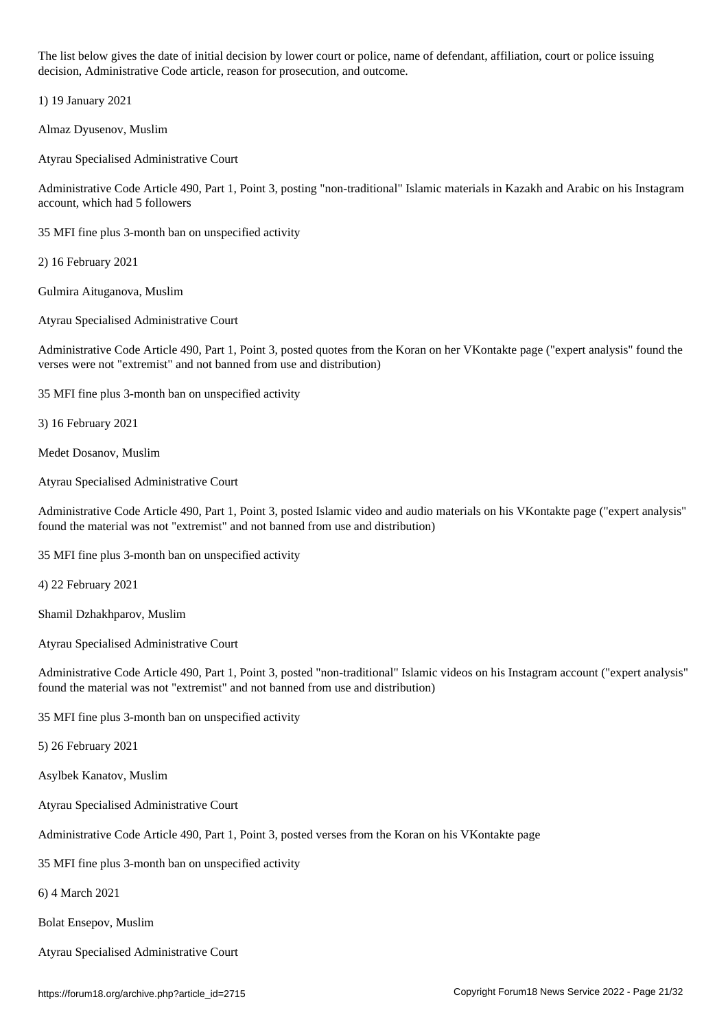The list below gives the date of initial decision by lower court or police, name of defendant, affiliation, court or police issuing decision, Administrative Code article, reason for prosecution, and outcome.

1) 19 January 2021

Almaz Dyusenov, Muslim

Atyrau Specialised Administrative Court

Administrative Code Article 490, Part 1, Point 3, posting "non-traditional" Islamic materials in Kazakh and Arabic on his Instagram account, which had 5 followers

35 MFI fine plus 3-month ban on unspecified activity

2) 16 February 2021

Gulmira Aituganova, Muslim

Atyrau Specialised Administrative Court

Administrative Code Article 490, Part 1, Point 3, posted quotes from the Koran on her VKontakte page ("expert analysis" found the verses were not "extremist" and not banned from use and distribution)

35 MFI fine plus 3-month ban on unspecified activity

3) 16 February 2021

Medet Dosanov, Muslim

Atyrau Specialised Administrative Court

Administrative Code Article 490, Part 1, Point 3, posted Islamic video and audio materials on his VKontakte page ("expert analysis" found the material was not "extremist" and not banned from use and distribution)

35 MFI fine plus 3-month ban on unspecified activity

4) 22 February 2021

Shamil Dzhakhparov, Muslim

Atyrau Specialised Administrative Court

Administrative Code Article 490, Part 1, Point 3, posted "non-traditional" Islamic videos on his Instagram account ("expert analysis" found the material was not "extremist" and not banned from use and distribution)

35 MFI fine plus 3-month ban on unspecified activity

5) 26 February 2021

Asylbek Kanatov, Muslim

Atyrau Specialised Administrative Court

Administrative Code Article 490, Part 1, Point 3, posted verses from the Koran on his VKontakte page

35 MFI fine plus 3-month ban on unspecified activity

6) 4 March 2021

Bolat Ensepov, Muslim

Atyrau Specialised Administrative Court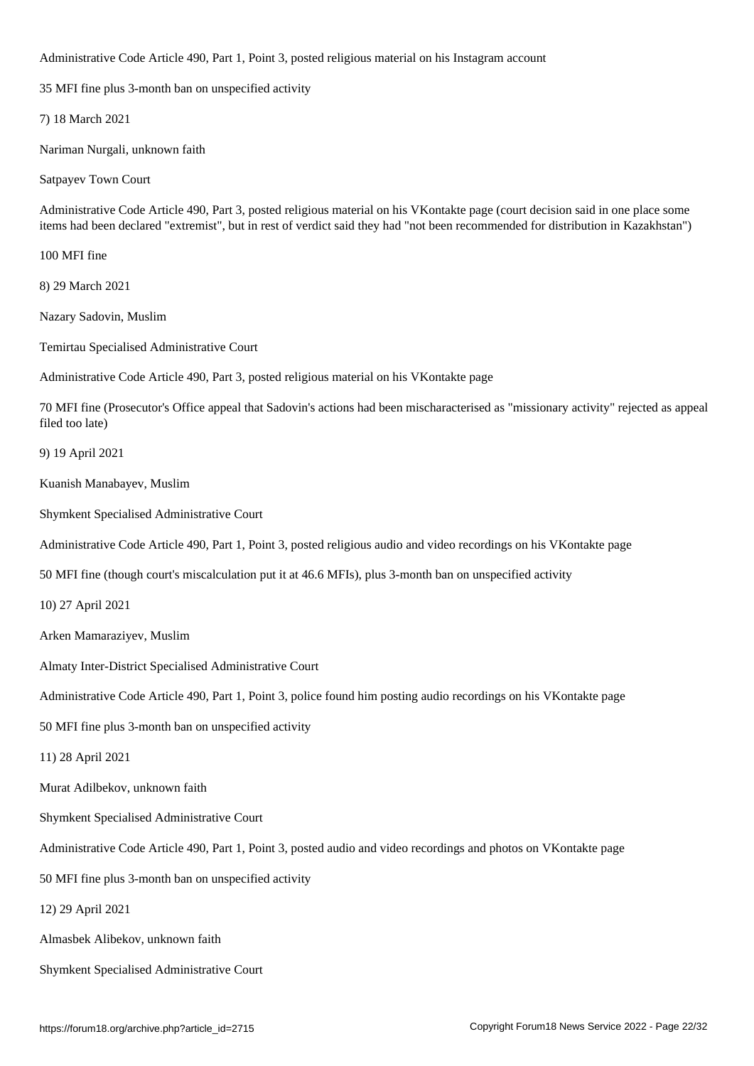Administrative Code Article 490, Part 1, Point 3, posted religious material on his Instagram account

35 MFI fine plus 3-month ban on unspecified activity

7) 18 March 2021

Nariman Nurgali, unknown faith

Satpayev Town Court

Administrative Code Article 490, Part 3, posted religious material on his VKontakte page (court decision said in one place some items had been declared "extremist", but in rest of verdict said they had "not been recommended for distribution in Kazakhstan")

100 MFI fine

8) 29 March 2021

Nazary Sadovin, Muslim

Temirtau Specialised Administrative Court

Administrative Code Article 490, Part 3, posted religious material on his VKontakte page

70 MFI fine (Prosecutor's Office appeal that Sadovin's actions had been mischaracterised as "missionary activity" rejected as appeal filed too late)

9) 19 April 2021

Kuanish Manabayev, Muslim

Shymkent Specialised Administrative Court

Administrative Code Article 490, Part 1, Point 3, posted religious audio and video recordings on his VKontakte page

50 MFI fine (though court's miscalculation put it at 46.6 MFIs), plus 3-month ban on unspecified activity

10) 27 April 2021

Arken Mamaraziyev, Muslim

Almaty Inter-District Specialised Administrative Court

Administrative Code Article 490, Part 1, Point 3, police found him posting audio recordings on his VKontakte page

50 MFI fine plus 3-month ban on unspecified activity

11) 28 April 2021

Murat Adilbekov, unknown faith

Shymkent Specialised Administrative Court

Administrative Code Article 490, Part 1, Point 3, posted audio and video recordings and photos on VKontakte page

50 MFI fine plus 3-month ban on unspecified activity

12) 29 April 2021

Almasbek Alibekov, unknown faith

Shymkent Specialised Administrative Court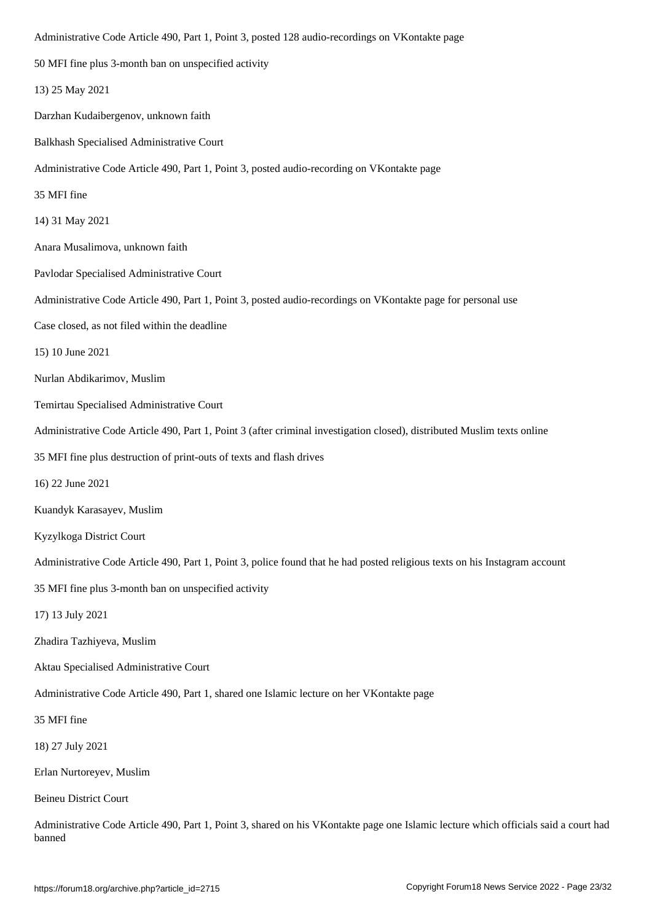Administrative Code Article 490, Part 1, Point 3, posted 128 audio-recordings on VKontakte page

50 MFI fine plus 3-month ban on unspecified activity

13) 25 May 2021

Darzhan Kudaibergenov, unknown faith

Balkhash Specialised Administrative Court

Administrative Code Article 490, Part 1, Point 3, posted audio-recording on VKontakte page

35 MFI fine

14) 31 May 2021

Anara Musalimova, unknown faith

Pavlodar Specialised Administrative Court

Administrative Code Article 490, Part 1, Point 3, posted audio-recordings on VKontakte page for personal use

Case closed, as not filed within the deadline

15) 10 June 2021

Nurlan Abdikarimov, Muslim

Temirtau Specialised Administrative Court

Administrative Code Article 490, Part 1, Point 3 (after criminal investigation closed), distributed Muslim texts online

35 MFI fine plus destruction of print-outs of texts and flash drives

16) 22 June 2021

Kuandyk Karasayev, Muslim

Kyzylkoga District Court

Administrative Code Article 490, Part 1, Point 3, police found that he had posted religious texts on his Instagram account

35 MFI fine plus 3-month ban on unspecified activity

17) 13 July 2021

Zhadira Tazhiyeva, Muslim

Aktau Specialised Administrative Court

Administrative Code Article 490, Part 1, shared one Islamic lecture on her VKontakte page

35 MFI fine

18) 27 July 2021

Erlan Nurtoreyev, Muslim

Beineu District Court

Administrative Code Article 490, Part 1, Point 3, shared on his VKontakte page one Islamic lecture which officials said a court had banned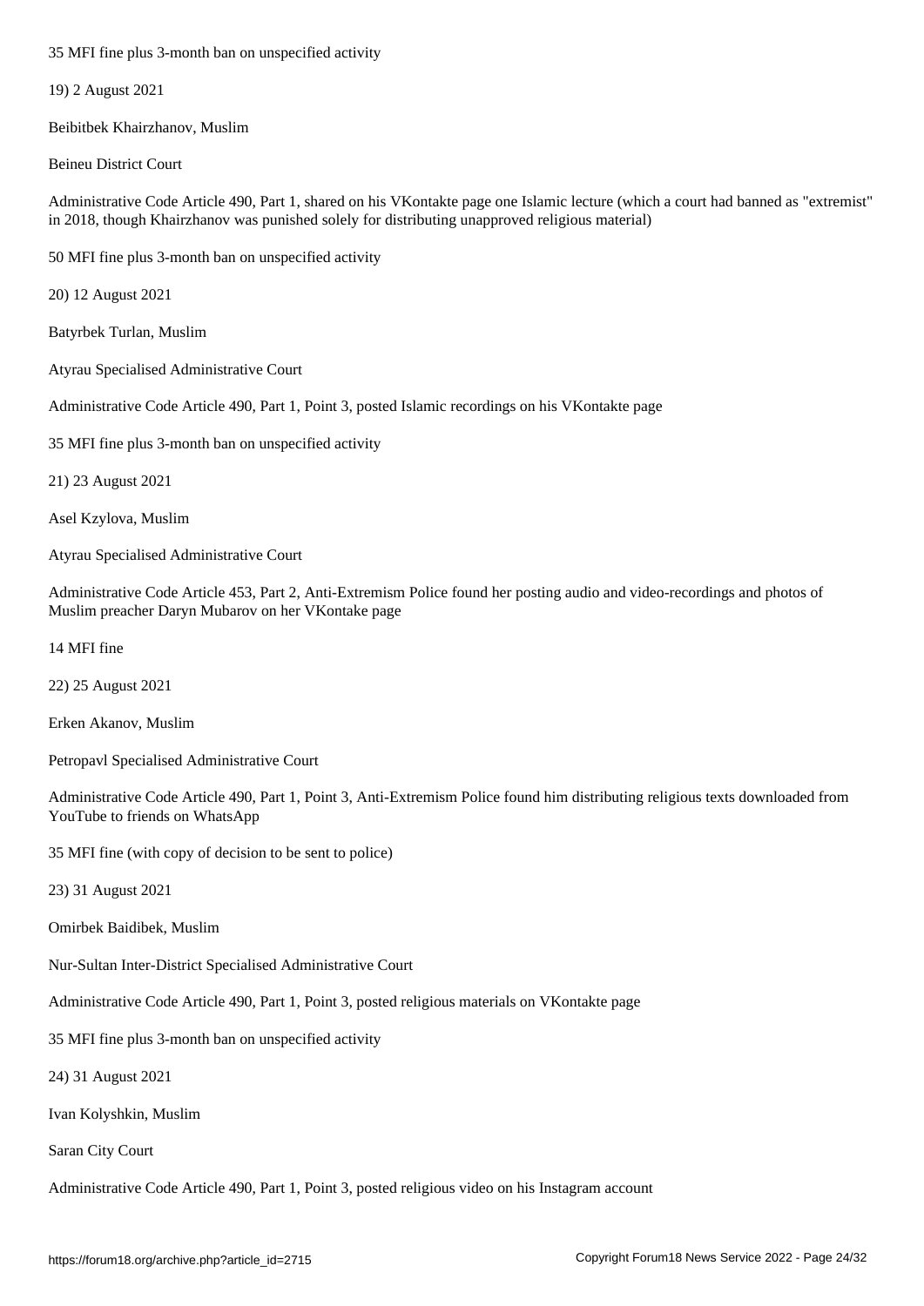35 MFI fine plus 3-month ban on unspecified activity

19) 2 August 2021

Beibitbek Khairzhanov, Muslim

Beineu District Court

Administrative Code Article 490, Part 1, shared on his VKontakte page one Islamic lecture (which a court had banned as "extremist" in 2018, though Khairzhanov was punished solely for distributing unapproved religious material)

50 MFI fine plus 3-month ban on unspecified activity

20) 12 August 2021

Batyrbek Turlan, Muslim

Atyrau Specialised Administrative Court

Administrative Code Article 490, Part 1, Point 3, posted Islamic recordings on his VKontakte page

35 MFI fine plus 3-month ban on unspecified activity

21) 23 August 2021

Asel Kzylova, Muslim

Atyrau Specialised Administrative Court

Administrative Code Article 453, Part 2, Anti-Extremism Police found her posting audio and video-recordings and photos of Muslim preacher Daryn Mubarov on her VKontake page

14 MFI fine

22) 25 August 2021

Erken Akanov, Muslim

Petropavl Specialised Administrative Court

Administrative Code Article 490, Part 1, Point 3, Anti-Extremism Police found him distributing religious texts downloaded from YouTube to friends on WhatsApp

35 MFI fine (with copy of decision to be sent to police)

23) 31 August 2021

Omirbek Baidibek, Muslim

Nur-Sultan Inter-District Specialised Administrative Court

Administrative Code Article 490, Part 1, Point 3, posted religious materials on VKontakte page

35 MFI fine plus 3-month ban on unspecified activity

24) 31 August 2021

Ivan Kolyshkin, Muslim

Saran City Court

Administrative Code Article 490, Part 1, Point 3, posted religious video on his Instagram account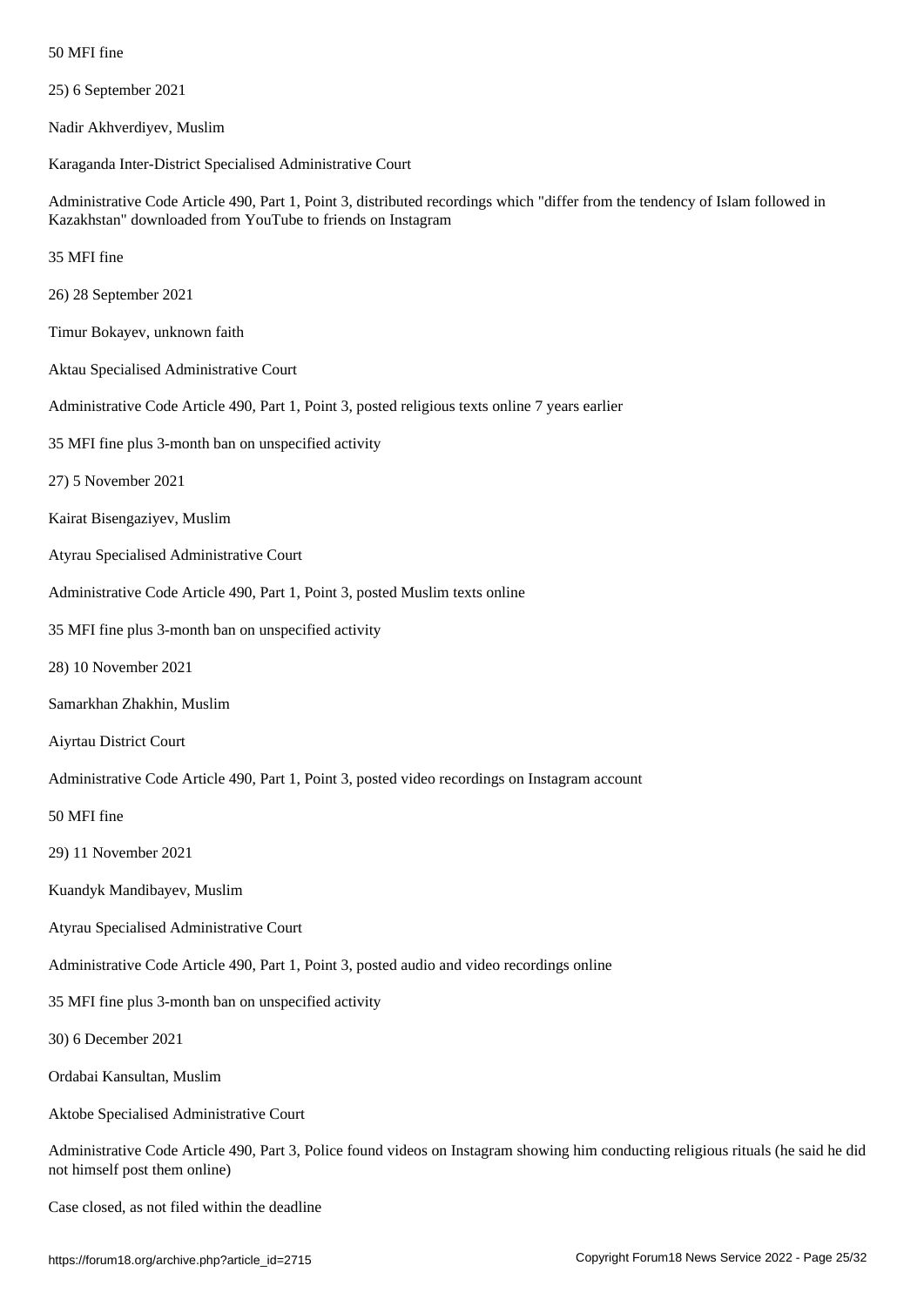50 MFI fine

25) 6 September 2021

Nadir Akhverdiyev, Muslim

Karaganda Inter-District Specialised Administrative Court

Administrative Code Article 490, Part 1, Point 3, distributed recordings which "differ from the tendency of Islam followed in Kazakhstan" downloaded from YouTube to friends on Instagram

35 MFI fine

26) 28 September 2021

Timur Bokayev, unknown faith

Aktau Specialised Administrative Court

Administrative Code Article 490, Part 1, Point 3, posted religious texts online 7 years earlier

35 MFI fine plus 3-month ban on unspecified activity

27) 5 November 2021

Kairat Bisengaziyev, Muslim

Atyrau Specialised Administrative Court

Administrative Code Article 490, Part 1, Point 3, posted Muslim texts online

35 MFI fine plus 3-month ban on unspecified activity

28) 10 November 2021

Samarkhan Zhakhin, Muslim

Aiyrtau District Court

Administrative Code Article 490, Part 1, Point 3, posted video recordings on Instagram account

50 MFI fine

29) 11 November 2021

Kuandyk Mandibayev, Muslim

Atyrau Specialised Administrative Court

Administrative Code Article 490, Part 1, Point 3, posted audio and video recordings online

35 MFI fine plus 3-month ban on unspecified activity

30) 6 December 2021

Ordabai Kansultan, Muslim

Aktobe Specialised Administrative Court

Administrative Code Article 490, Part 3, Police found videos on Instagram showing him conducting religious rituals (he said he did not himself post them online)

Case closed, as not filed within the deadline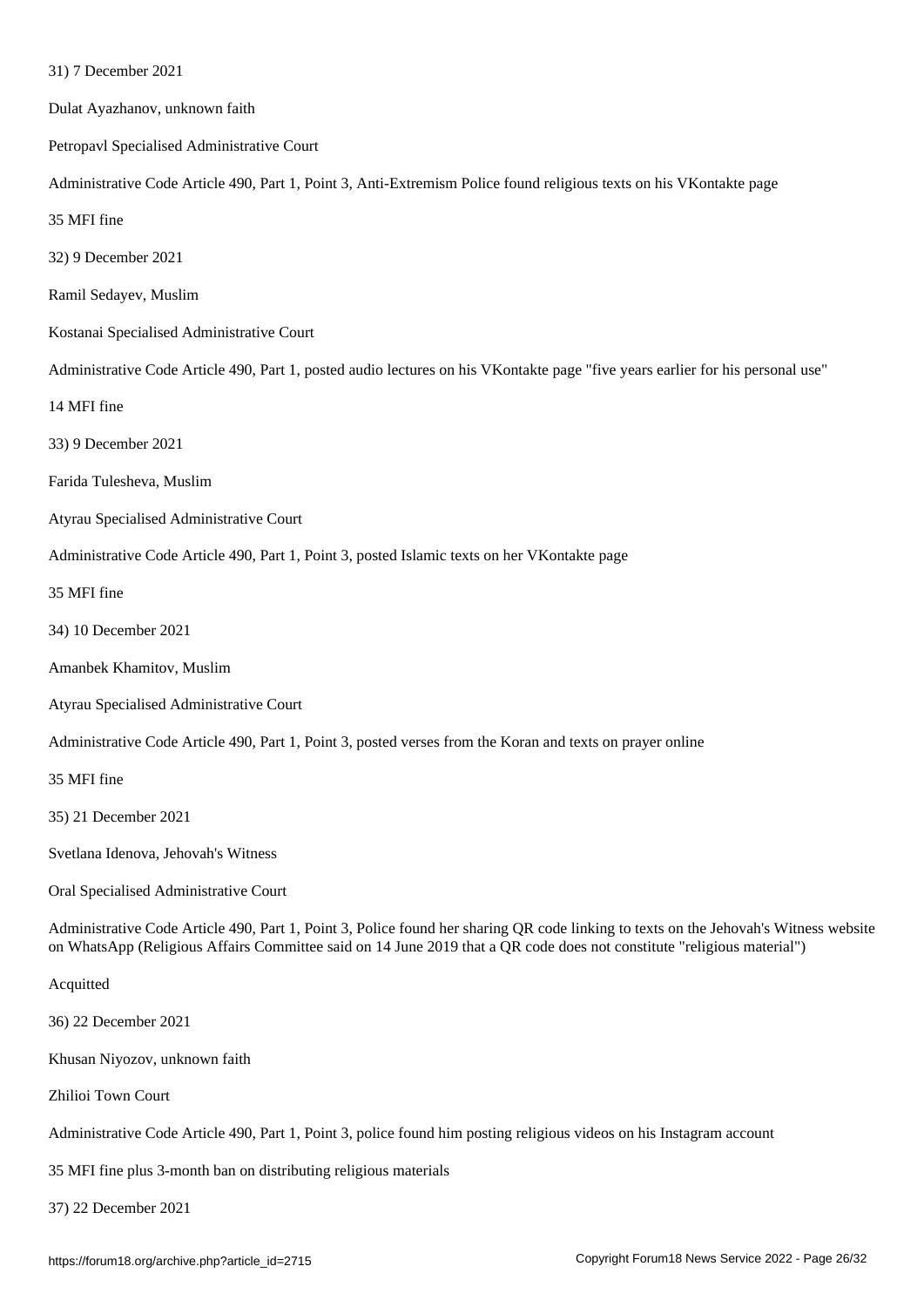31) 7 December 2021

Dulat Ayazhanov, unknown faith

Petropavl Specialised Administrative Court

Administrative Code Article 490, Part 1, Point 3, Anti-Extremism Police found religious texts on his VKontakte page

35 MFI fine

32) 9 December 2021

Ramil Sedayev, Muslim

Kostanai Specialised Administrative Court

Administrative Code Article 490, Part 1, posted audio lectures on his VKontakte page "five years earlier for his personal use"

14 MFI fine

33) 9 December 2021

Farida Tulesheva, Muslim

Atyrau Specialised Administrative Court

Administrative Code Article 490, Part 1, Point 3, posted Islamic texts on her VKontakte page

35 MFI fine

34) 10 December 2021

Amanbek Khamitov, Muslim

Atyrau Specialised Administrative Court

Administrative Code Article 490, Part 1, Point 3, posted verses from the Koran and texts on prayer online

35 MFI fine

35) 21 December 2021

Svetlana Idenova, Jehovah's Witness

Oral Specialised Administrative Court

Administrative Code Article 490, Part 1, Point 3, Police found her sharing QR code linking to texts on the Jehovah's Witness website on WhatsApp (Religious Affairs Committee said on 14 June 2019 that a QR code does not constitute "religious material")

Acquitted

36) 22 December 2021

Khusan Niyozov, unknown faith

Zhilioi Town Court

Administrative Code Article 490, Part 1, Point 3, police found him posting religious videos on his Instagram account

35 MFI fine plus 3-month ban on distributing religious materials

37) 22 December 2021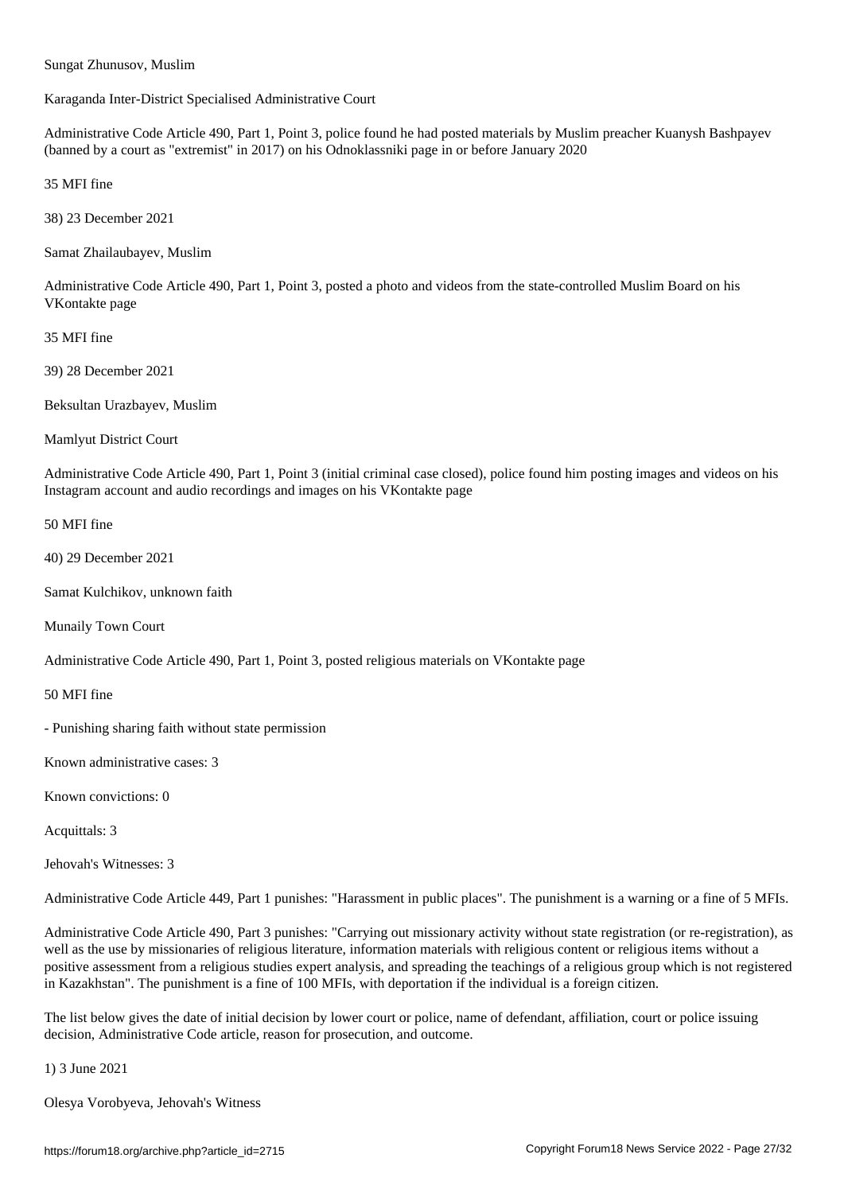Sungat Zhunusov, Muslim

Karaganda Inter-District Specialised Administrative Court

Administrative Code Article 490, Part 1, Point 3, police found he had posted materials by Muslim preacher Kuanysh Bashpayev (banned by a court as "extremist" in 2017) on his Odnoklassniki page in or before January 2020

35 MFI fine

38) 23 December 2021

Samat Zhailaubayev, Muslim

Administrative Code Article 490, Part 1, Point 3, posted a photo and videos from the state-controlled Muslim Board on his VKontakte page

35 MFI fine

39) 28 December 2021

Beksultan Urazbayev, Muslim

Mamlyut District Court

Administrative Code Article 490, Part 1, Point 3 (initial criminal case closed), police found him posting images and videos on his Instagram account and audio recordings and images on his VKontakte page

50 MFI fine

40) 29 December 2021

Samat Kulchikov, unknown faith

Munaily Town Court

Administrative Code Article 490, Part 1, Point 3, posted religious materials on VKontakte page

50 MFI fine

- Punishing sharing faith without state permission

Known administrative cases: 3

Known convictions: 0

Acquittals: 3

Jehovah's Witnesses: 3

Administrative Code Article 449, Part 1 punishes: "Harassment in public places". The punishment is a warning or a fine of 5 MFIs.

Administrative Code Article 490, Part 3 punishes: "Carrying out missionary activity without state registration (or re-registration), as well as the use by missionaries of religious literature, information materials with religious content or religious items without a positive assessment from a religious studies expert analysis, and spreading the teachings of a religious group which is not registered in Kazakhstan". The punishment is a fine of 100 MFIs, with deportation if the individual is a foreign citizen.

The list below gives the date of initial decision by lower court or police, name of defendant, affiliation, court or police issuing decision, Administrative Code article, reason for prosecution, and outcome.

1) 3 June 2021

Olesya Vorobyeva, Jehovah's Witness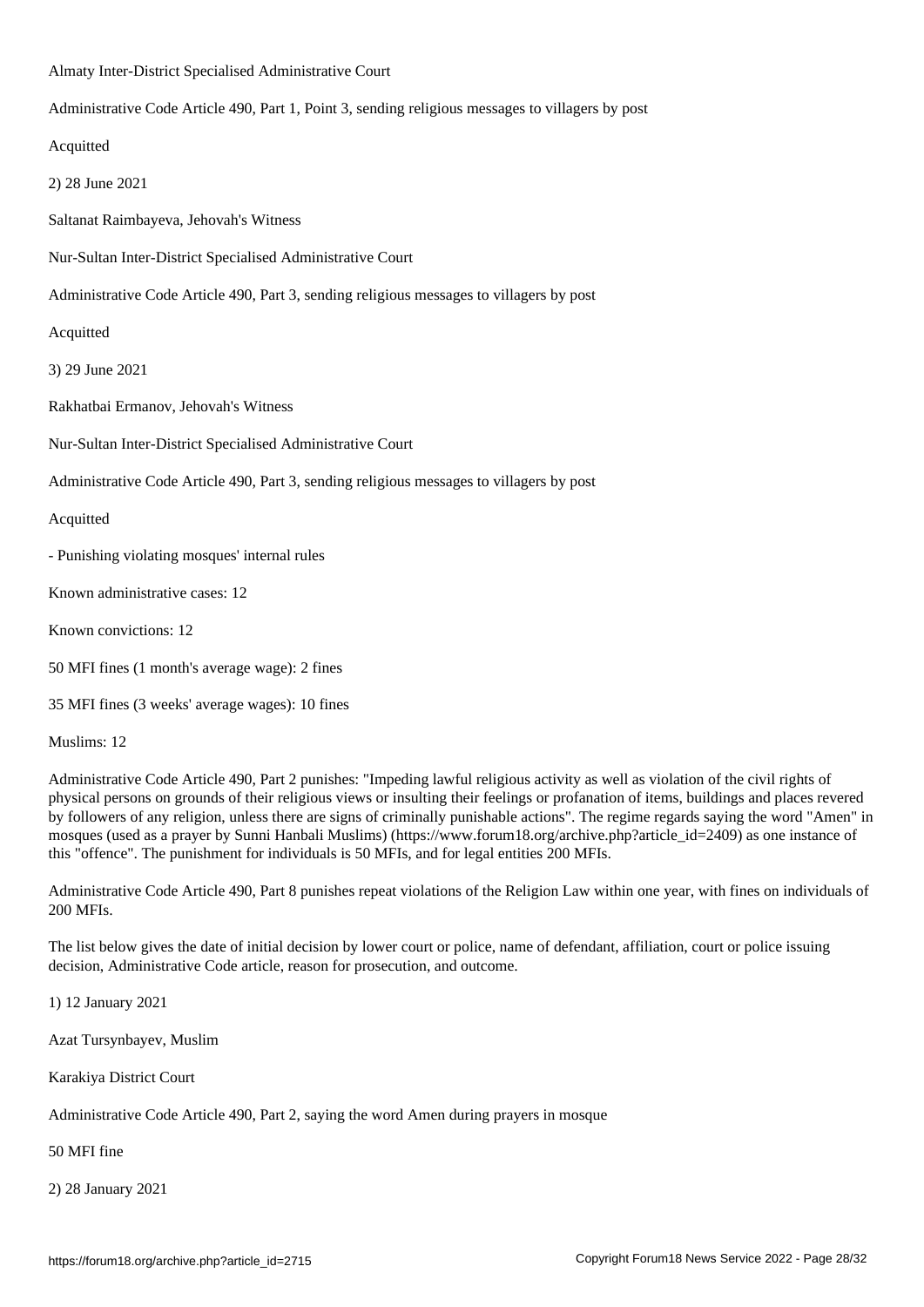Almaty Inter-District Specialised Administrative Court

Administrative Code Article 490, Part 1, Point 3, sending religious messages to villagers by post

Acquitted

2) 28 June 2021

Saltanat Raimbayeva, Jehovah's Witness

Nur-Sultan Inter-District Specialised Administrative Court

Administrative Code Article 490, Part 3, sending religious messages to villagers by post

Acquitted

3) 29 June 2021

Rakhatbai Ermanov, Jehovah's Witness

Nur-Sultan Inter-District Specialised Administrative Court

Administrative Code Article 490, Part 3, sending religious messages to villagers by post

Acquitted

- Punishing violating mosques' internal rules

Known administrative cases: 12

Known convictions: 12

50 MFI fines (1 month's average wage): 2 fines

35 MFI fines (3 weeks' average wages): 10 fines

Muslims: 12

Administrative Code Article 490, Part 2 punishes: "Impeding lawful religious activity as well as violation of the civil rights of physical persons on grounds of their religious views or insulting their feelings or profanation of items, buildings and places revered by followers of any religion, unless there are signs of criminally punishable actions". The regime regards saying the word "Amen" in mosques (used as a prayer by Sunni Hanbali Muslims) (https://www.forum18.org/archive.php?article_id=2409) as one instance of this "offence". The punishment for individuals is 50 MFIs, and for legal entities 200 MFIs.

Administrative Code Article 490, Part 8 punishes repeat violations of the Religion Law within one year, with fines on individuals of 200 MFIs.

The list below gives the date of initial decision by lower court or police, name of defendant, affiliation, court or police issuing decision, Administrative Code article, reason for prosecution, and outcome.

1) 12 January 2021

Azat Tursynbayev, Muslim

Karakiya District Court

Administrative Code Article 490, Part 2, saying the word Amen during prayers in mosque

50 MFI fine

2) 28 January 2021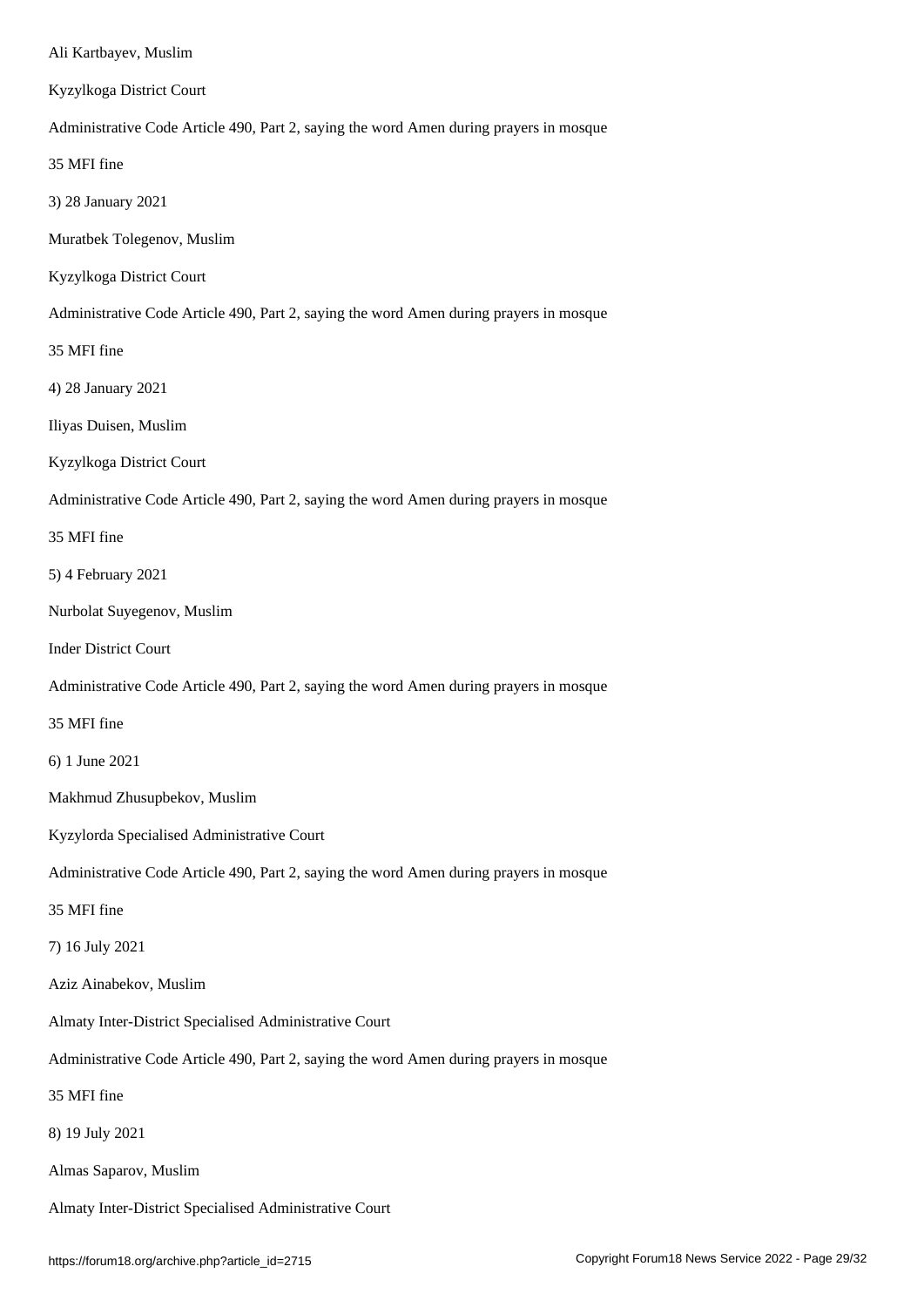Ali Kartbayev, Muslim

Kyzylkoga District Court

Administrative Code Article 490, Part 2, saying the word Amen during prayers in mosque

35 MFI fine

3) 28 January 2021

Muratbek Tolegenov, Muslim

Kyzylkoga District Court

Administrative Code Article 490, Part 2, saying the word Amen during prayers in mosque

35 MFI fine

4) 28 January 2021

Iliyas Duisen, Muslim

Kyzylkoga District Court

Administrative Code Article 490, Part 2, saying the word Amen during prayers in mosque

35 MFI fine

5) 4 February 2021

Nurbolat Suyegenov, Muslim

Inder District Court

Administrative Code Article 490, Part 2, saying the word Amen during prayers in mosque

35 MFI fine

6) 1 June 2021

Makhmud Zhusupbekov, Muslim

Kyzylorda Specialised Administrative Court

Administrative Code Article 490, Part 2, saying the word Amen during prayers in mosque

35 MFI fine

7) 16 July 2021

Aziz Ainabekov, Muslim

Almaty Inter-District Specialised Administrative Court

Administrative Code Article 490, Part 2, saying the word Amen during prayers in mosque

35 MFI fine

8) 19 July 2021

Almas Saparov, Muslim

Almaty Inter-District Specialised Administrative Court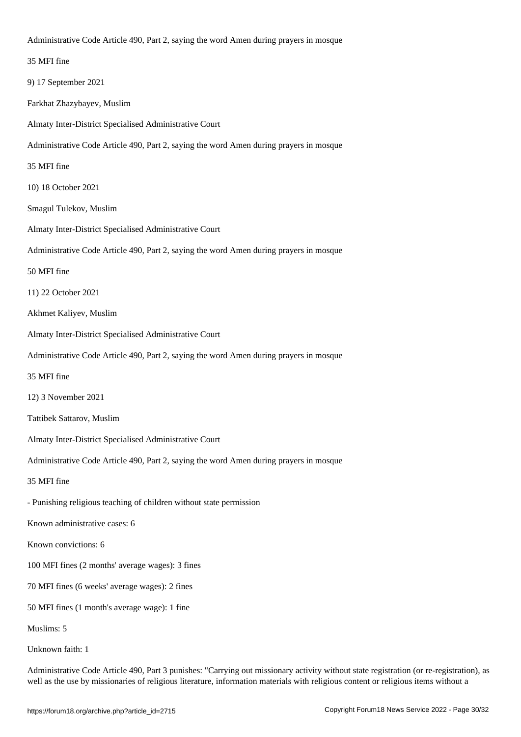Administrative Code Article 490, Part 2, saying the word Amen during prayers in mosque

35 MFI fine

9) 17 September 2021

Farkhat Zhazybayev, Muslim

Almaty Inter-District Specialised Administrative Court

Administrative Code Article 490, Part 2, saying the word Amen during prayers in mosque

35 MFI fine

10) 18 October 2021

Smagul Tulekov, Muslim

Almaty Inter-District Specialised Administrative Court

Administrative Code Article 490, Part 2, saying the word Amen during prayers in mosque

50 MFI fine

11) 22 October 2021

Akhmet Kaliyev, Muslim

Almaty Inter-District Specialised Administrative Court

Administrative Code Article 490, Part 2, saying the word Amen during prayers in mosque

35 MFI fine

12) 3 November 2021

Tattibek Sattarov, Muslim

Almaty Inter-District Specialised Administrative Court

Administrative Code Article 490, Part 2, saying the word Amen during prayers in mosque

35 MFI fine

- Punishing religious teaching of children without state permission

Known administrative cases: 6

Known convictions: 6

100 MFI fines (2 months' average wages): 3 fines

70 MFI fines (6 weeks' average wages): 2 fines

50 MFI fines (1 month's average wage): 1 fine

Muslims: 5

Unknown faith: 1

Administrative Code Article 490, Part 3 punishes: "Carrying out missionary activity without state registration (or re-registration), as well as the use by missionaries of religious literature, information materials with religious content or religious items without a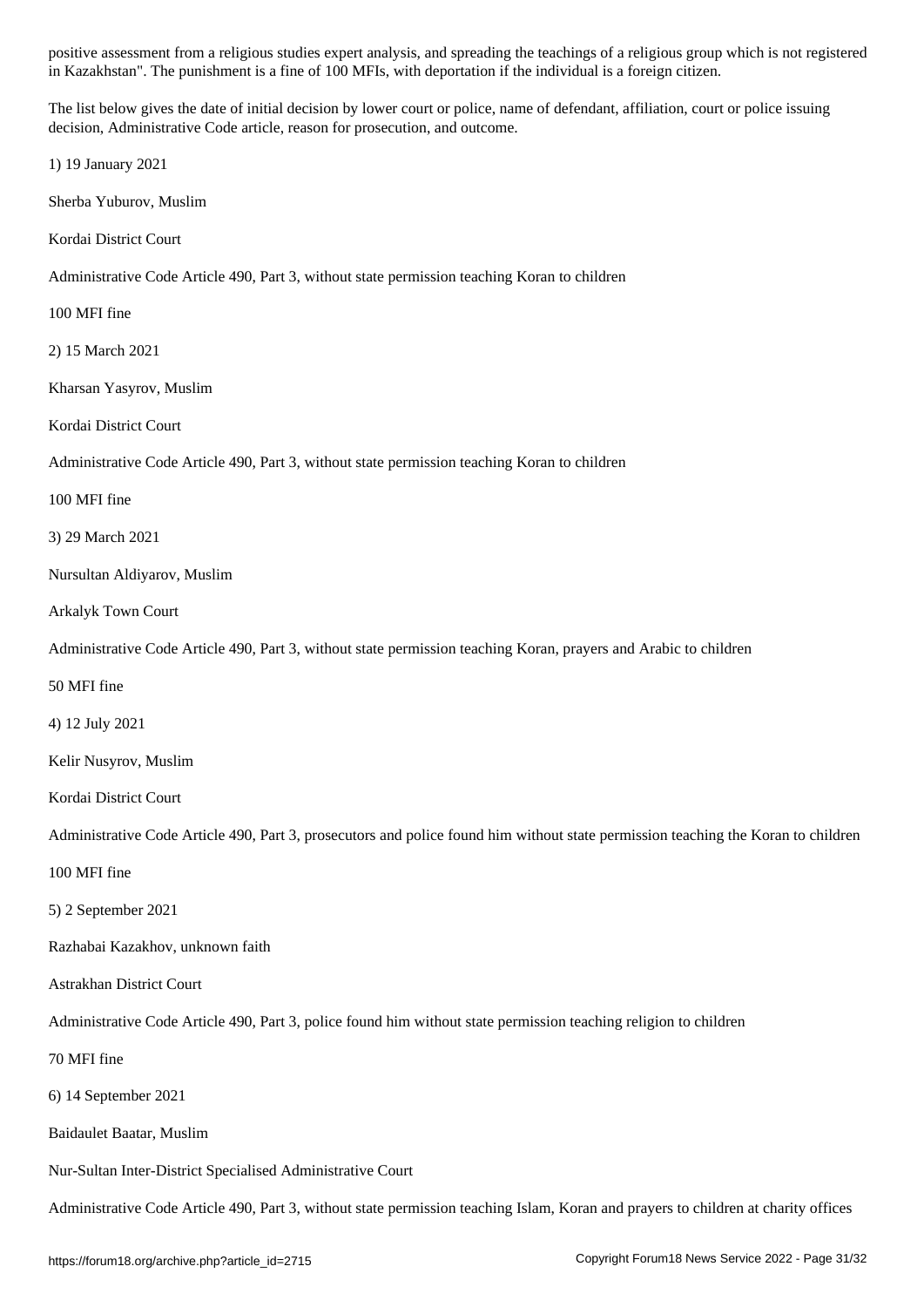positive assessment from a religious studies expert analysis, and spreading the teachings of a religious group which is not registered in Kazakhstan". The punishment is a fine of 100 MFIs, with deportation if the individual is a foreign citizen.

The list below gives the date of initial decision by lower court or police, name of defendant, affiliation, court or police issuing decision, Administrative Code article, reason for prosecution, and outcome.

1) 19 January 2021

Sherba Yuburov, Muslim

Kordai District Court

Administrative Code Article 490, Part 3, without state permission teaching Koran to children

100 MFI fine

2) 15 March 2021

Kharsan Yasyrov, Muslim

Kordai District Court

Administrative Code Article 490, Part 3, without state permission teaching Koran to children

100 MFI fine

3) 29 March 2021

Nursultan Aldiyarov, Muslim

Arkalyk Town Court

Administrative Code Article 490, Part 3, without state permission teaching Koran, prayers and Arabic to children

50 MFI fine

4) 12 July 2021

Kelir Nusyrov, Muslim

Kordai District Court

Administrative Code Article 490, Part 3, prosecutors and police found him without state permission teaching the Koran to children

100 MFI fine

5) 2 September 2021

Razhabai Kazakhov, unknown faith

Astrakhan District Court

Administrative Code Article 490, Part 3, police found him without state permission teaching religion to children

70 MFI fine

6) 14 September 2021

Baidaulet Baatar, Muslim

Nur-Sultan Inter-District Specialised Administrative Court

Administrative Code Article 490, Part 3, without state permission teaching Islam, Koran and prayers to children at charity offices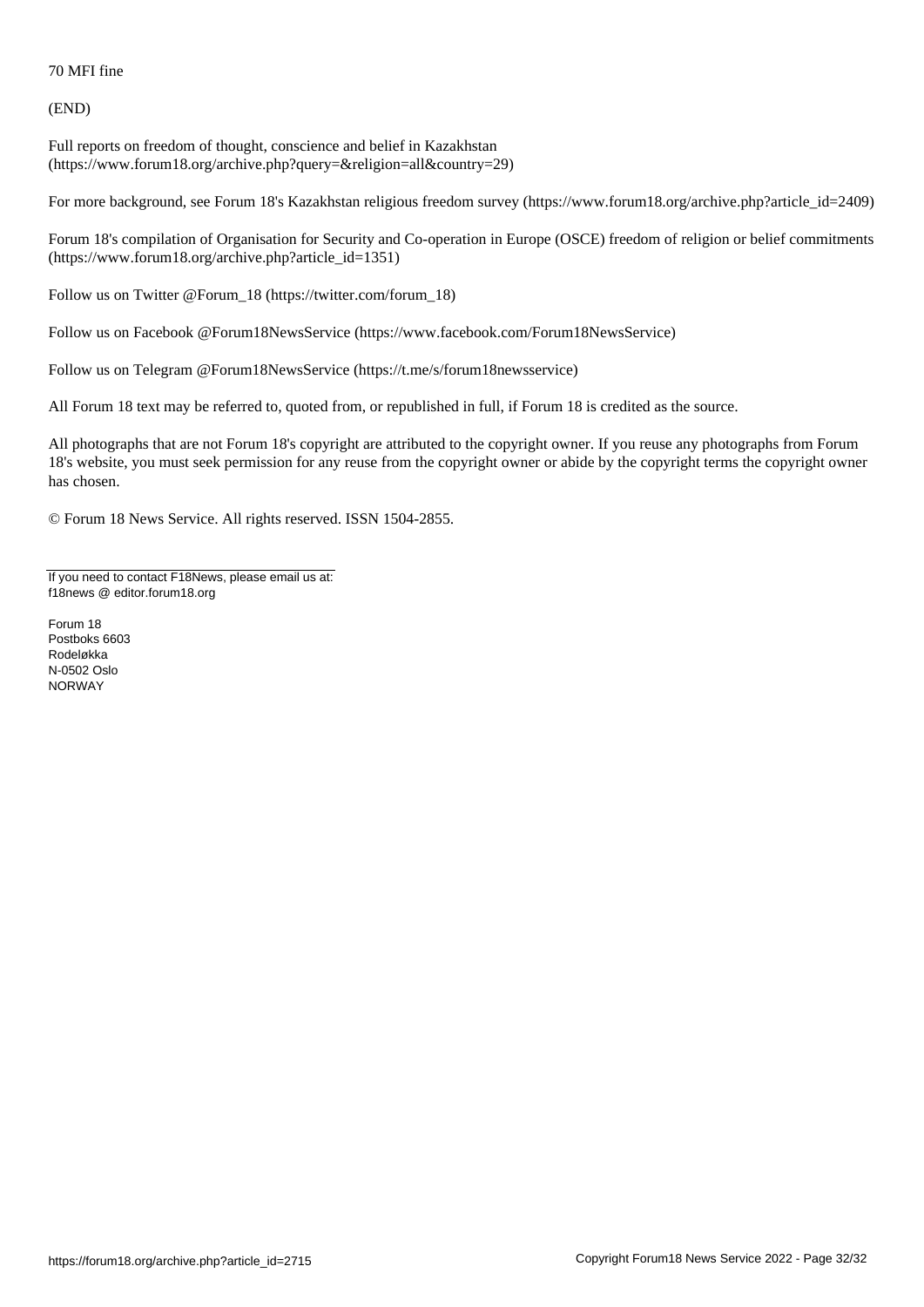70 MFI fine

(END)

Full reports on freedom of thought, conscience and belief in Kazakhstan (https://www.forum18.org/archive.php?query=&religion=all&country=29)

For more background, see Forum 18's Kazakhstan religious freedom survey (https://www.forum18.org/archive.php?article_id=2409)

Forum 18's compilation of Organisation for Security and Co-operation in Europe (OSCE) freedom of religion or belief commitments (https://www.forum18.org/archive.php?article_id=1351)

Follow us on Twitter @Forum_18 (https://twitter.com/forum_18)

Follow us on Facebook @Forum18NewsService (https://www.facebook.com/Forum18NewsService)

Follow us on Telegram @Forum18NewsService (https://t.me/s/forum18newsservice)

All Forum 18 text may be referred to, quoted from, or republished in full, if Forum 18 is credited as the source.

All photographs that are not Forum 18's copyright are attributed to the copyright owner. If you reuse any photographs from Forum 18's website, you must seek permission for any reuse from the copyright owner or abide by the copyright terms the copyright owner has chosen.

© Forum 18 News Service. All rights reserved. ISSN 1504-2855.

---

If you need to contact F18News, please email us at:
f18news @ editor.forum18.org

Forum 18
Postboks 6603
Rodeløkka
N-0502 Oslo
NORWAY